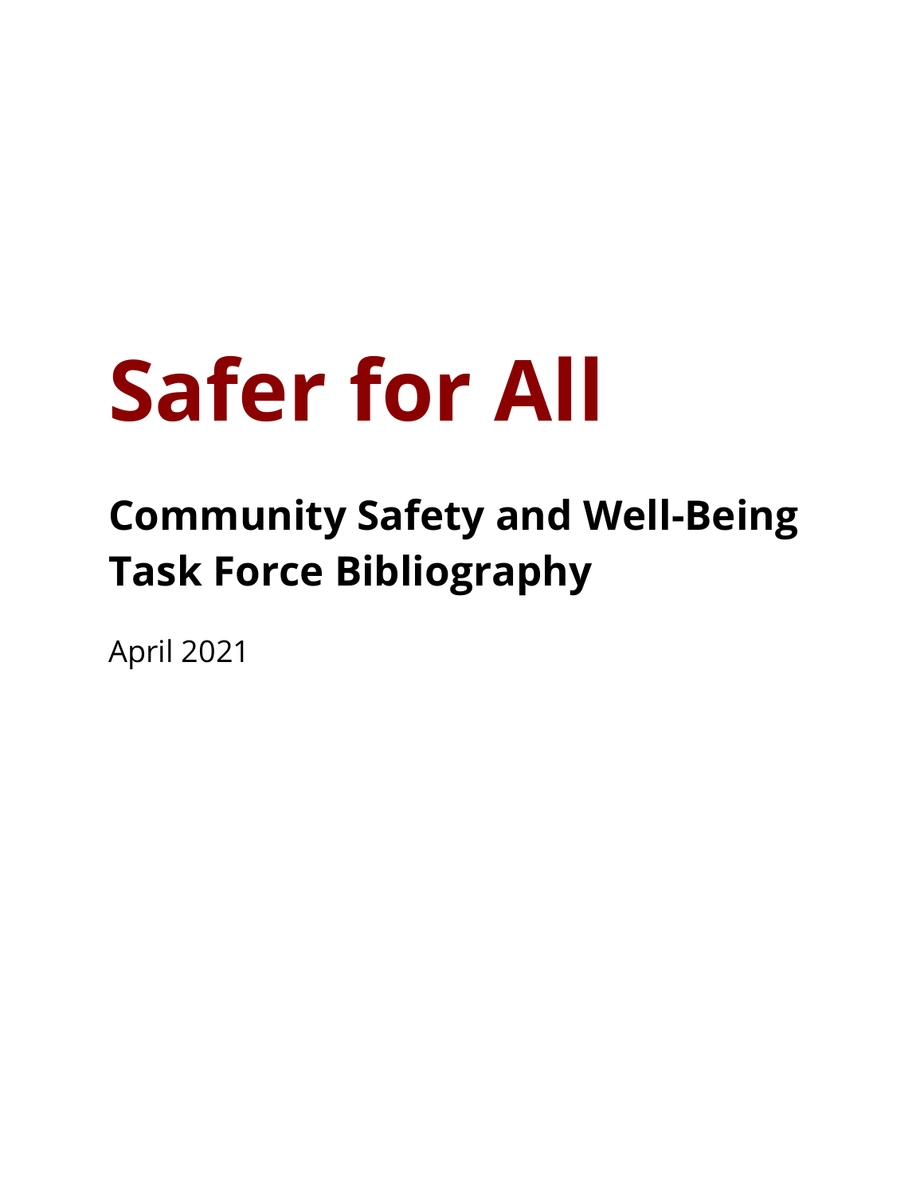# Safer for All

## Community Safety and Well-Being Task Force Bibliography

April 2021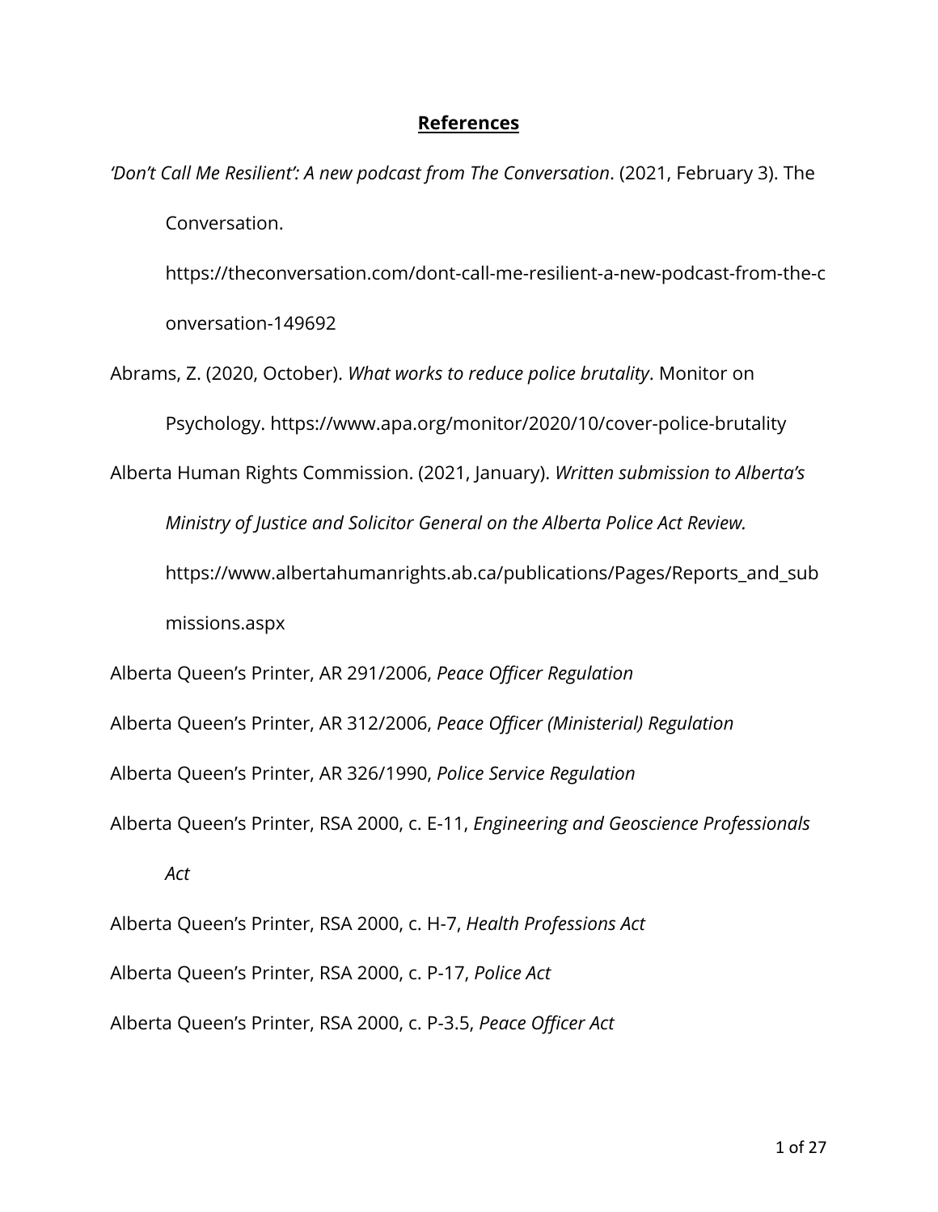## References

*'Don't Call Me Resilient': A new podcast from The Conversation*. (2021, February 3). The Conversation. https://theconversation.com/dont-call-me-resilient-a-new-podcast-from-the-conversation-149692

Abrams, Z. (2020, October). *What works to reduce police brutality*. Monitor on Psychology. https://www.apa.org/monitor/2020/10/cover-police-brutality

Alberta Human Rights Commission. (2021, January). *Written submission to Alberta's Ministry of Justice and Solicitor General on the Alberta Police Act Review.* https://www.albertahumanrights.ab.ca/publications/Pages/Reports_and_submissions.aspx

Alberta Queen's Printer, AR 291/2006, *Peace Officer Regulation*

Alberta Queen's Printer, AR 312/2006, *Peace Officer (Ministerial) Regulation*

Alberta Queen's Printer, AR 326/1990, *Police Service Regulation*

Alberta Queen's Printer, RSA 2000, c. E-11, *Engineering and Geoscience Professionals Act*

Alberta Queen's Printer, RSA 2000, c. H-7, *Health Professions Act*

Alberta Queen's Printer, RSA 2000, c. P-17, *Police Act*

Alberta Queen's Printer, RSA 2000, c. P-3.5, *Peace Officer Act*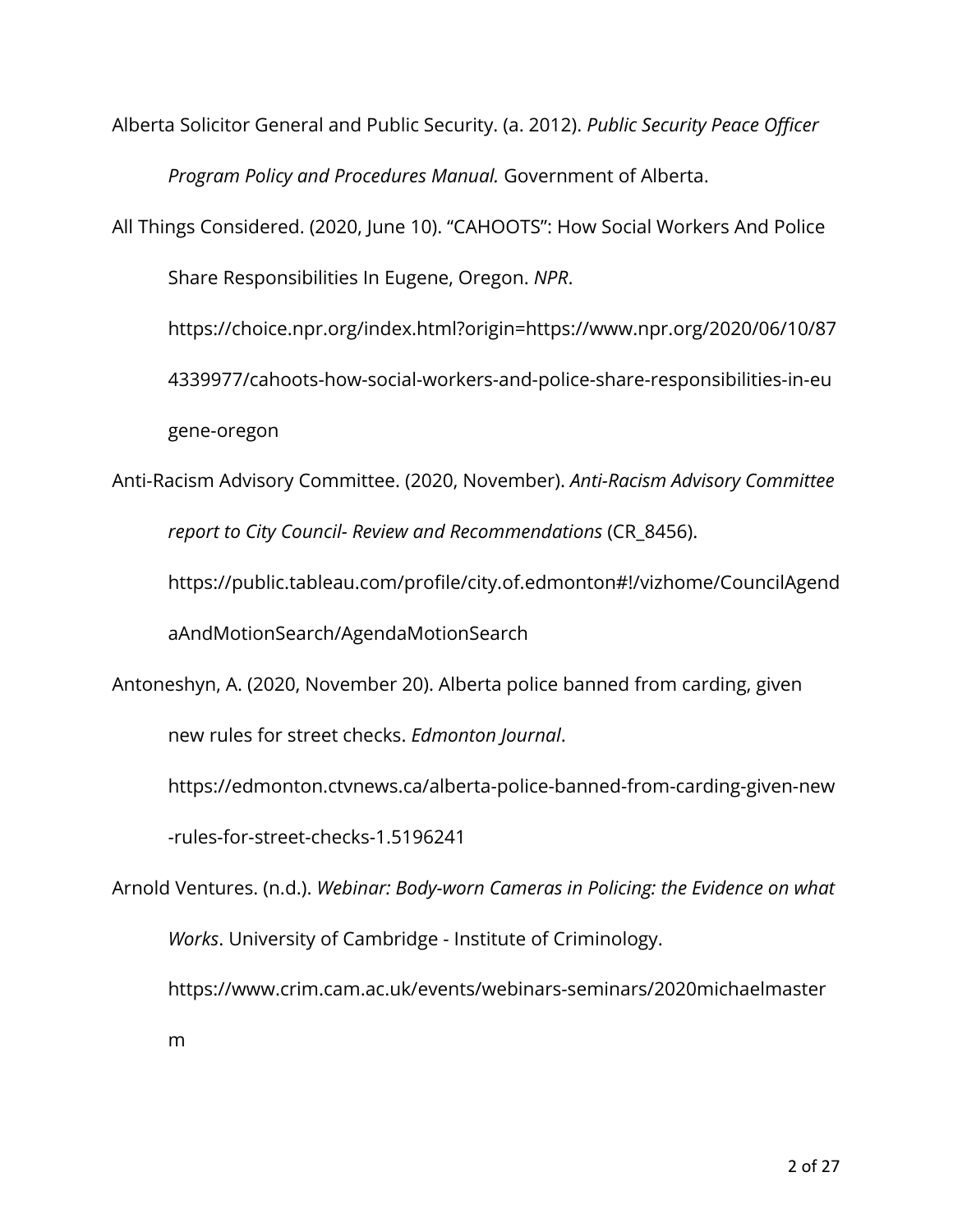Alberta Solicitor General and Public Security. (a. 2012). *Public Security Peace Officer Program Policy and Procedures Manual.* Government of Alberta.

All Things Considered. (2020, June 10). "CAHOOTS": How Social Workers And Police Share Responsibilities In Eugene, Oregon. *NPR*. https://choice.npr.org/index.html?origin=https://www.npr.org/2020/06/10/874339977/cahoots-how-social-workers-and-police-share-responsibilities-in-eugene-oregon

Anti-Racism Advisory Committee. (2020, November). *Anti-Racism Advisory Committee report to City Council- Review and Recommendations* (CR_8456). https://public.tableau.com/profile/city.of.edmonton#!/vizhome/CouncilAgendaAndMotionSearch/AgendaMotionSearch

Antoneshyn, A. (2020, November 20). Alberta police banned from carding, given new rules for street checks. *Edmonton Journal*. https://edmonton.ctvnews.ca/alberta-police-banned-from-carding-given-new-rules-for-street-checks-1.5196241

Arnold Ventures. (n.d.). *Webinar: Body-worn Cameras in Policing: the Evidence on what Works*. University of Cambridge - Institute of Criminology. https://www.crim.cam.ac.uk/events/webinars-seminars/2020michaelmasterm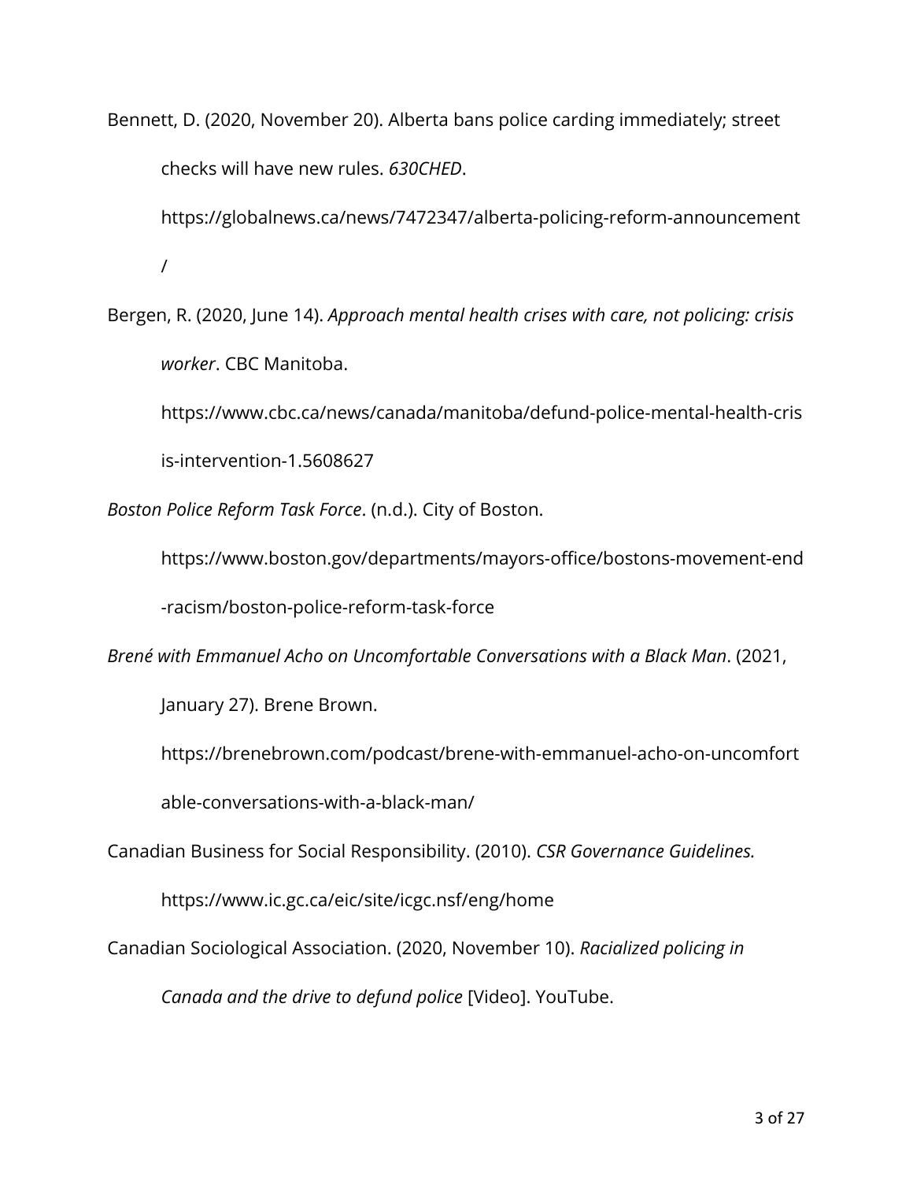Bennett, D. (2020, November 20). Alberta bans police carding immediately; street checks will have new rules. *630CHED*. https://globalnews.ca/news/7472347/alberta-policing-reform-announcement/

Bergen, R. (2020, June 14). *Approach mental health crises with care, not policing: crisis worker*. CBC Manitoba. https://www.cbc.ca/news/canada/manitoba/defund-police-mental-health-crisis-intervention-1.5608627

*Boston Police Reform Task Force*. (n.d.). City of Boston. https://www.boston.gov/departments/mayors-office/bostons-movement-end-racism/boston-police-reform-task-force

*Brené with Emmanuel Acho on Uncomfortable Conversations with a Black Man*. (2021, January 27). Brene Brown. https://brenebrown.com/podcast/brene-with-emmanuel-acho-on-uncomfortable-conversations-with-a-black-man/

Canadian Business for Social Responsibility. (2010). *CSR Governance Guidelines.* https://www.ic.gc.ca/eic/site/icgc.nsf/eng/home

Canadian Sociological Association. (2020, November 10). *Racialized policing in Canada and the drive to defund police* [Video]. YouTube.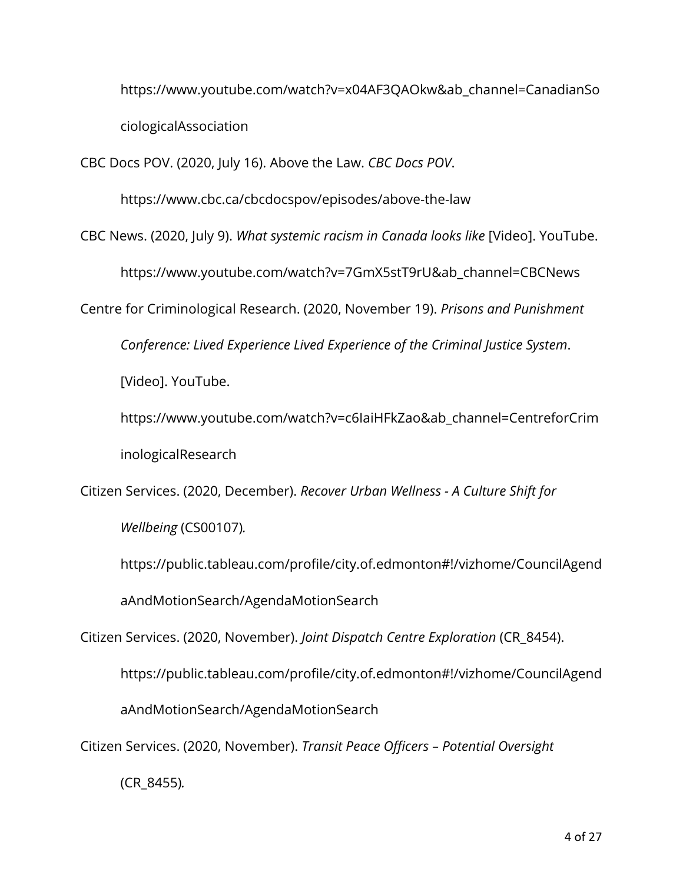https://www.youtube.com/watch?v=x04AF3QAOkw&ab_channel=CanadianSociologicalAssociation

CBC Docs POV. (2020, July 16). Above the Law. *CBC Docs POV*. https://www.cbc.ca/cbcdocspov/episodes/above-the-law

CBC News. (2020, July 9). *What systemic racism in Canada looks like* [Video]. YouTube. https://www.youtube.com/watch?v=7GmX5stT9rU&ab_channel=CBCNews

Centre for Criminological Research. (2020, November 19). *Prisons and Punishment Conference: Lived Experience Lived Experience of the Criminal Justice System*. [Video]. YouTube. https://www.youtube.com/watch?v=c6IaiHFkZao&ab_channel=CentreforCriminologicalResearch

Citizen Services. (2020, December). *Recover Urban Wellness - A Culture Shift for Wellbeing* (CS00107). https://public.tableau.com/profile/city.of.edmonton#!/vizhome/CouncilAgendaAndMotionSearch/AgendaMotionSearch

Citizen Services. (2020, November). *Joint Dispatch Centre Exploration* (CR_8454). https://public.tableau.com/profile/city.of.edmonton#!/vizhome/CouncilAgendaAndMotionSearch/AgendaMotionSearch

Citizen Services. (2020, November). *Transit Peace Officers – Potential Oversight* (CR_8455).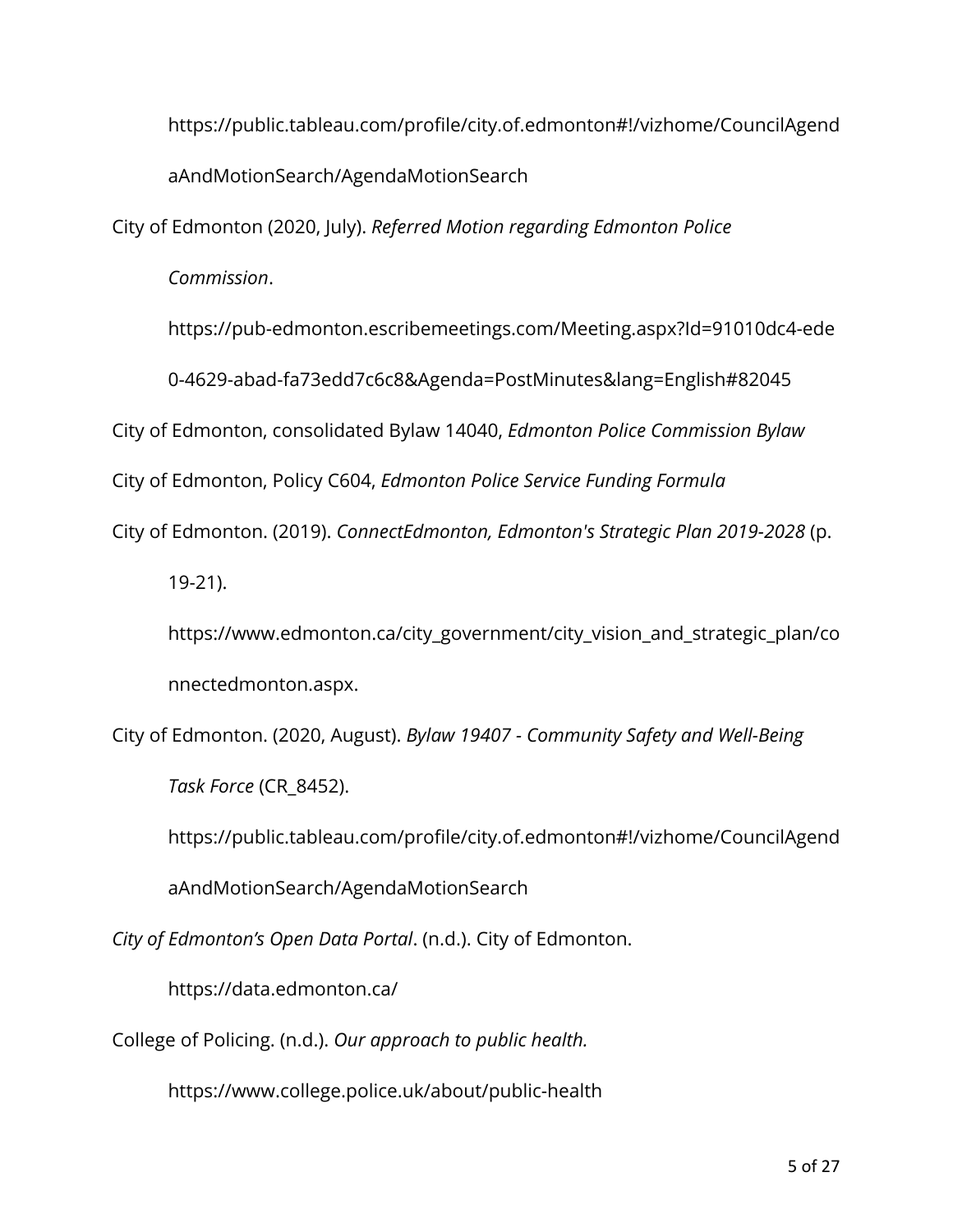https://public.tableau.com/profile/city.of.edmonton#!/vizhome/CouncilAgendaAndMotionSearch/AgendaMotionSearch

City of Edmonton (2020, July). *Referred Motion regarding Edmonton Police Commission*. https://pub-edmonton.escribemeetings.com/Meeting.aspx?Id=91010dc4-ede0-4629-abad-fa73edd7c6c8&Agenda=PostMinutes&lang=English#82045

City of Edmonton, consolidated Bylaw 14040, *Edmonton Police Commission Bylaw*

City of Edmonton, Policy C604, *Edmonton Police Service Funding Formula*

City of Edmonton. (2019). *ConnectEdmonton, Edmonton's Strategic Plan 2019-2028* (p. 19-21). https://www.edmonton.ca/city_government/city_vision_and_strategic_plan/connectedmonton.aspx.

City of Edmonton. (2020, August). *Bylaw 19407 - Community Safety and Well-Being Task Force* (CR_8452). https://public.tableau.com/profile/city.of.edmonton#!/vizhome/CouncilAgendaAndMotionSearch/AgendaMotionSearch

*City of Edmonton's Open Data Portal*. (n.d.). City of Edmonton. https://data.edmonton.ca/

College of Policing. (n.d.). *Our approach to public health.* https://www.college.police.uk/about/public-health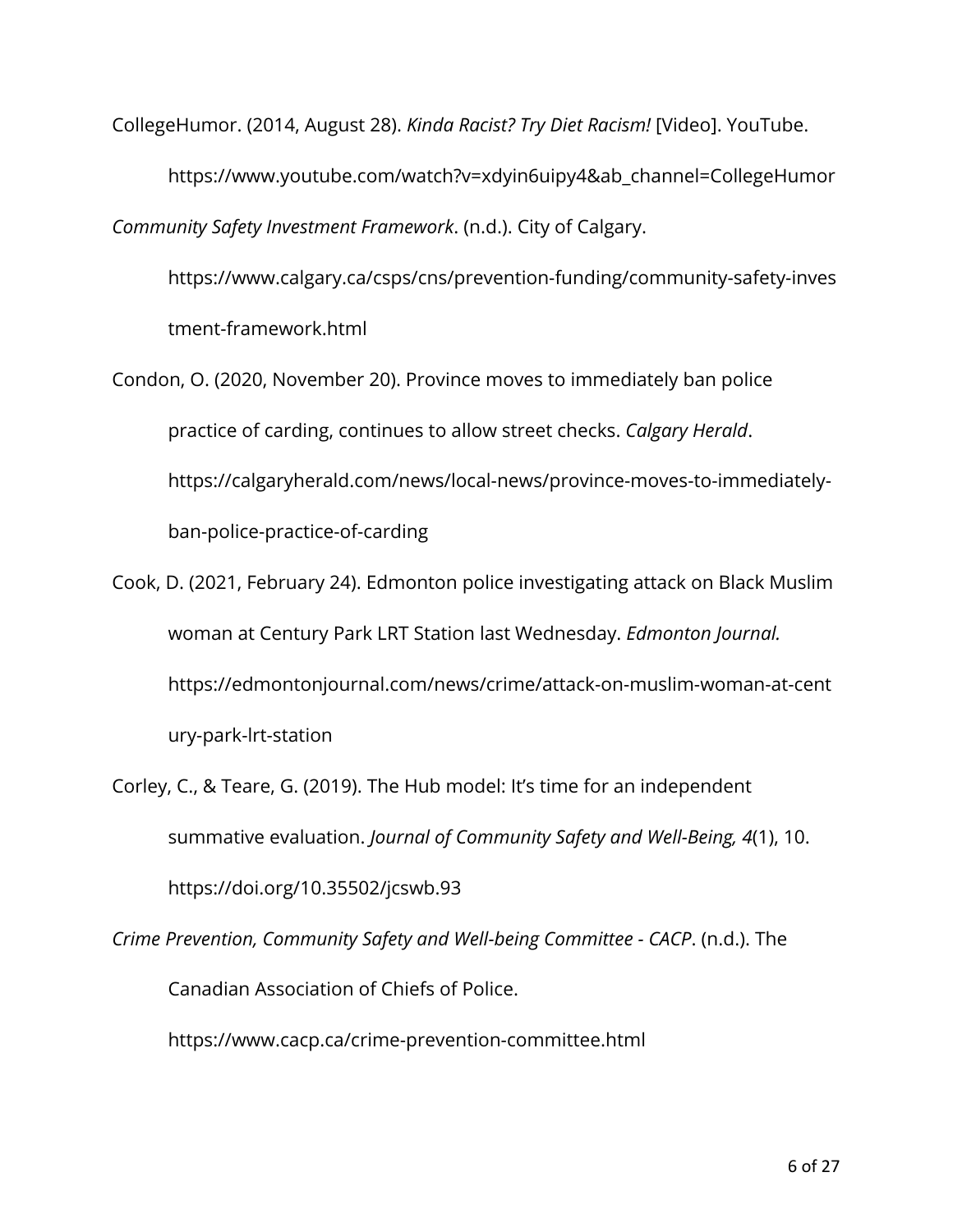CollegeHumor. (2014, August 28). *Kinda Racist? Try Diet Racism!* [Video]. YouTube. https://www.youtube.com/watch?v=xdyin6uipy4&ab_channel=CollegeHumor

*Community Safety Investment Framework*. (n.d.). City of Calgary. https://www.calgary.ca/csps/cns/prevention-funding/community-safety-investment-framework.html

Condon, O. (2020, November 20). Province moves to immediately ban police practice of carding, continues to allow street checks. *Calgary Herald*. https://calgaryherald.com/news/local-news/province-moves-to-immediately-ban-police-practice-of-carding

Cook, D. (2021, February 24). Edmonton police investigating attack on Black Muslim woman at Century Park LRT Station last Wednesday. *Edmonton Journal.* https://edmontonjournal.com/news/crime/attack-on-muslim-woman-at-century-park-lrt-station

Corley, C., & Teare, G. (2019). The Hub model: It's time for an independent summative evaluation. *Journal of Community Safety and Well-Being, 4*(1), 10. https://doi.org/10.35502/jcswb.93

*Crime Prevention, Community Safety and Well-being Committee - CACP*. (n.d.). The Canadian Association of Chiefs of Police. https://www.cacp.ca/crime-prevention-committee.html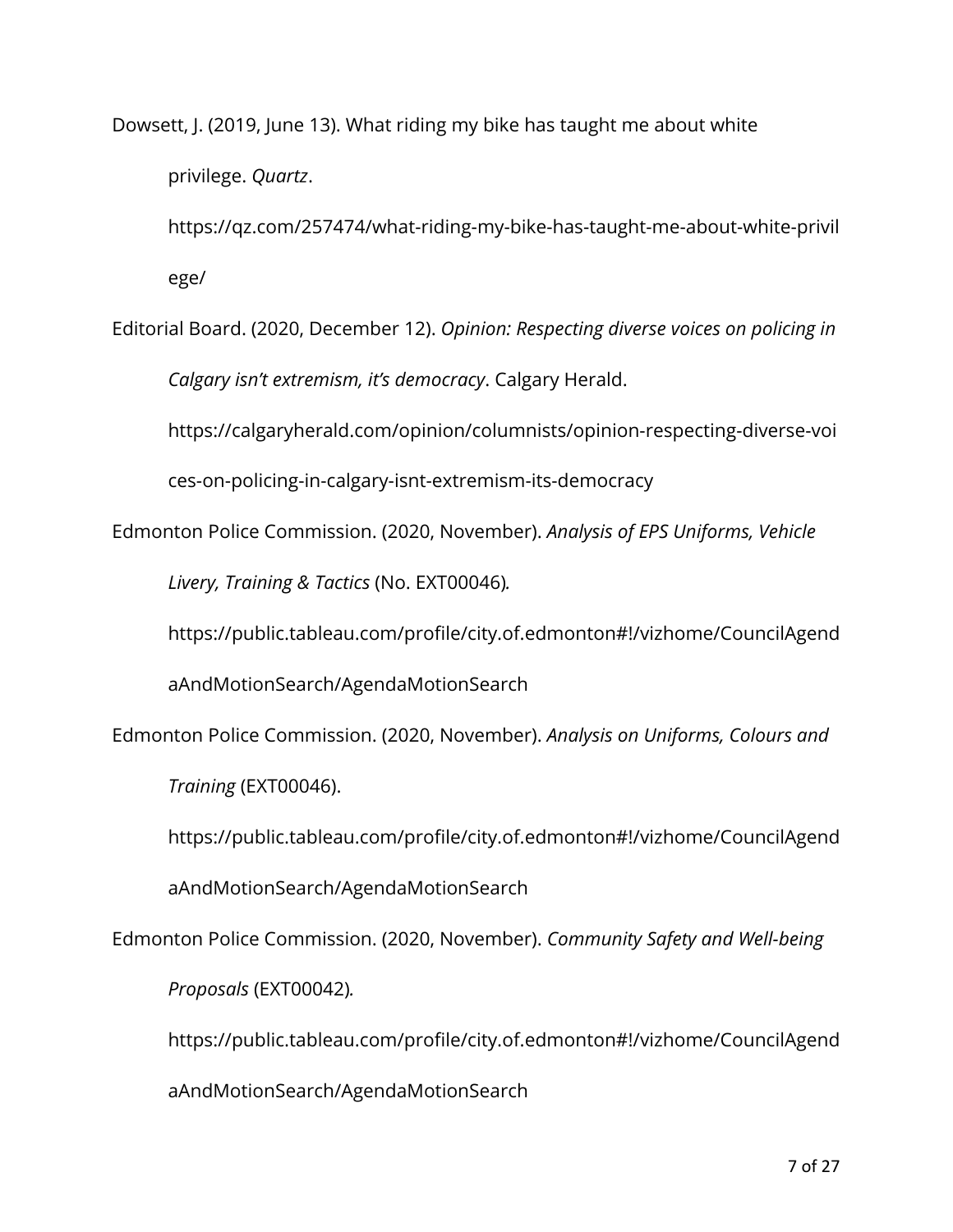Dowsett, J. (2019, June 13). What riding my bike has taught me about white privilege. *Quartz*. https://qz.com/257474/what-riding-my-bike-has-taught-me-about-white-privilege/

Editorial Board. (2020, December 12). *Opinion: Respecting diverse voices on policing in Calgary isn't extremism, it's democracy*. Calgary Herald. https://calgaryherald.com/opinion/columnists/opinion-respecting-diverse-voices-on-policing-in-calgary-isnt-extremism-its-democracy

Edmonton Police Commission. (2020, November). *Analysis of EPS Uniforms, Vehicle Livery, Training & Tactics* (No. EXT00046). https://public.tableau.com/profile/city.of.edmonton#!/vizhome/CouncilAgendaAndMotionSearch/AgendaMotionSearch

Edmonton Police Commission. (2020, November). *Analysis on Uniforms, Colours and Training* (EXT00046). https://public.tableau.com/profile/city.of.edmonton#!/vizhome/CouncilAgendaAndMotionSearch/AgendaMotionSearch

Edmonton Police Commission. (2020, November). *Community Safety and Well-being Proposals* (EXT00042). https://public.tableau.com/profile/city.of.edmonton#!/vizhome/CouncilAgendaAndMotionSearch/AgendaMotionSearch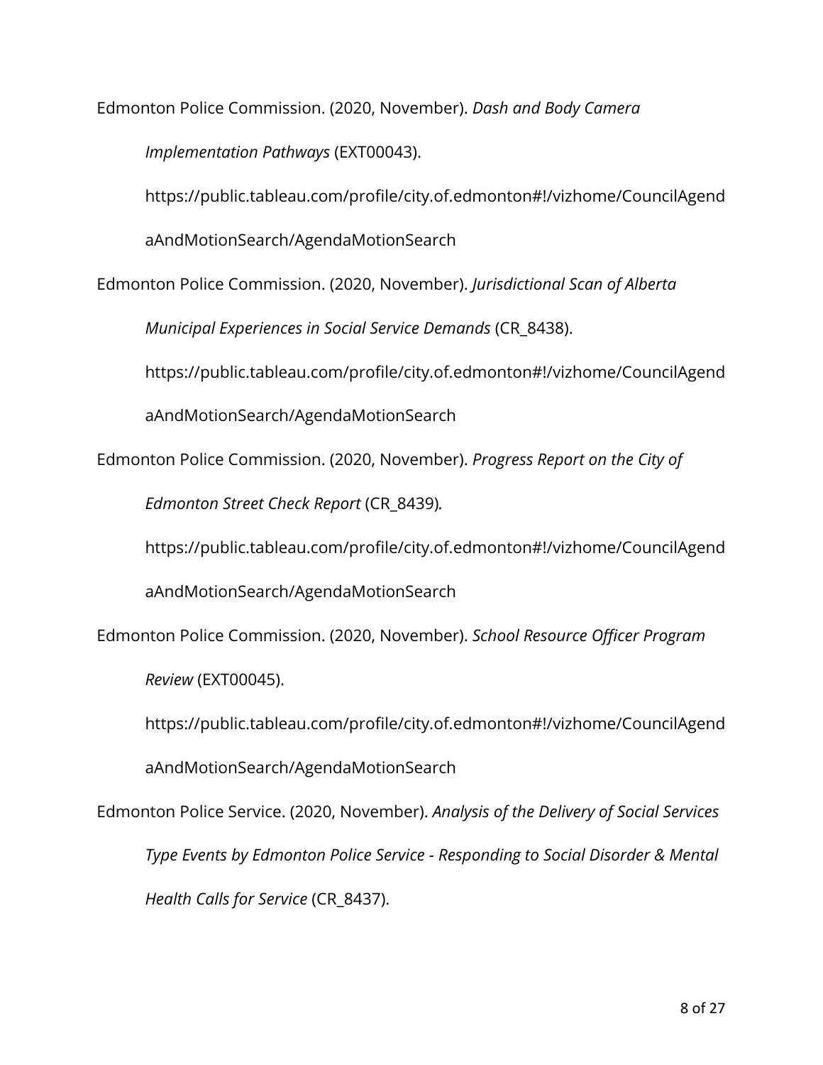Edmonton Police Commission. (2020, November). *Dash and Body Camera Implementation Pathways* (EXT00043). https://public.tableau.com/profile/city.of.edmonton#!/vizhome/CouncilAgendaAndMotionSearch/AgendaMotionSearch

Edmonton Police Commission. (2020, November). *Jurisdictional Scan of Alberta Municipal Experiences in Social Service Demands* (CR_8438). https://public.tableau.com/profile/city.of.edmonton#!/vizhome/CouncilAgendaAndMotionSearch/AgendaMotionSearch

Edmonton Police Commission. (2020, November). *Progress Report on the City of Edmonton Street Check Report* (CR_8439). https://public.tableau.com/profile/city.of.edmonton#!/vizhome/CouncilAgendaAndMotionSearch/AgendaMotionSearch

Edmonton Police Commission. (2020, November). *School Resource Officer Program Review* (EXT00045). https://public.tableau.com/profile/city.of.edmonton#!/vizhome/CouncilAgendaAndMotionSearch/AgendaMotionSearch

Edmonton Police Service. (2020, November). *Analysis of the Delivery of Social Services Type Events by Edmonton Police Service - Responding to Social Disorder & Mental Health Calls for Service* (CR_8437).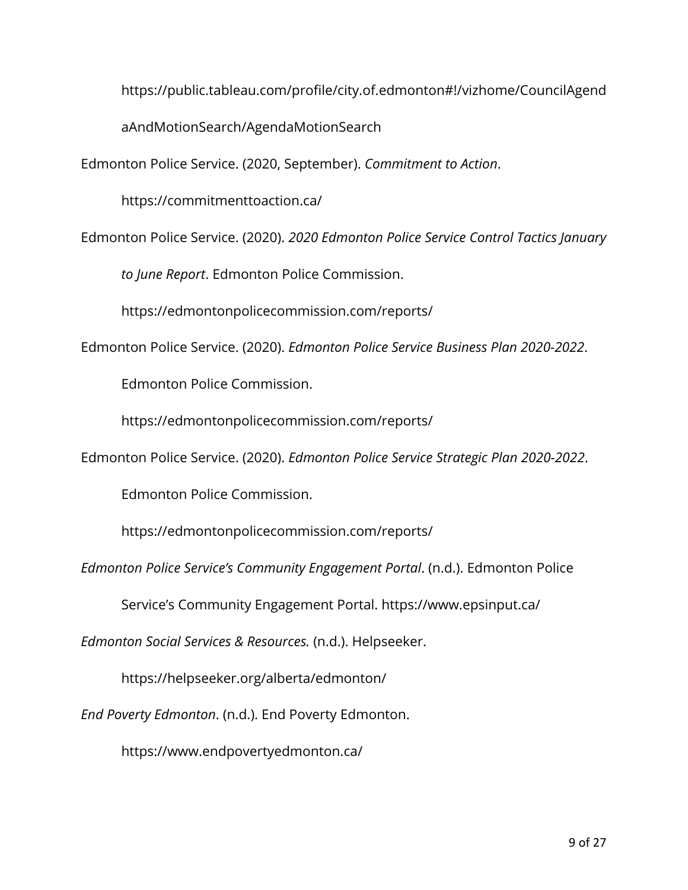https://public.tableau.com/profile/city.of.edmonton#!/vizhome/CouncilAgendaAndMotionSearch/AgendaMotionSearch

Edmonton Police Service. (2020, September). *Commitment to Action*. https://commitmenttoaction.ca/

Edmonton Police Service. (2020). *2020 Edmonton Police Service Control Tactics January to June Report*. Edmonton Police Commission. https://edmontonpolicecommission.com/reports/

Edmonton Police Service. (2020). *Edmonton Police Service Business Plan 2020-2022*. Edmonton Police Commission. https://edmontonpolicecommission.com/reports/

Edmonton Police Service. (2020). *Edmonton Police Service Strategic Plan 2020-2022*. Edmonton Police Commission. https://edmontonpolicecommission.com/reports/

*Edmonton Police Service's Community Engagement Portal*. (n.d.). Edmonton Police Service's Community Engagement Portal. https://www.epsinput.ca/

*Edmonton Social Services & Resources.* (n.d.). Helpseeker. https://helpseeker.org/alberta/edmonton/

*End Poverty Edmonton*. (n.d.). End Poverty Edmonton. https://www.endpovertyedmonton.ca/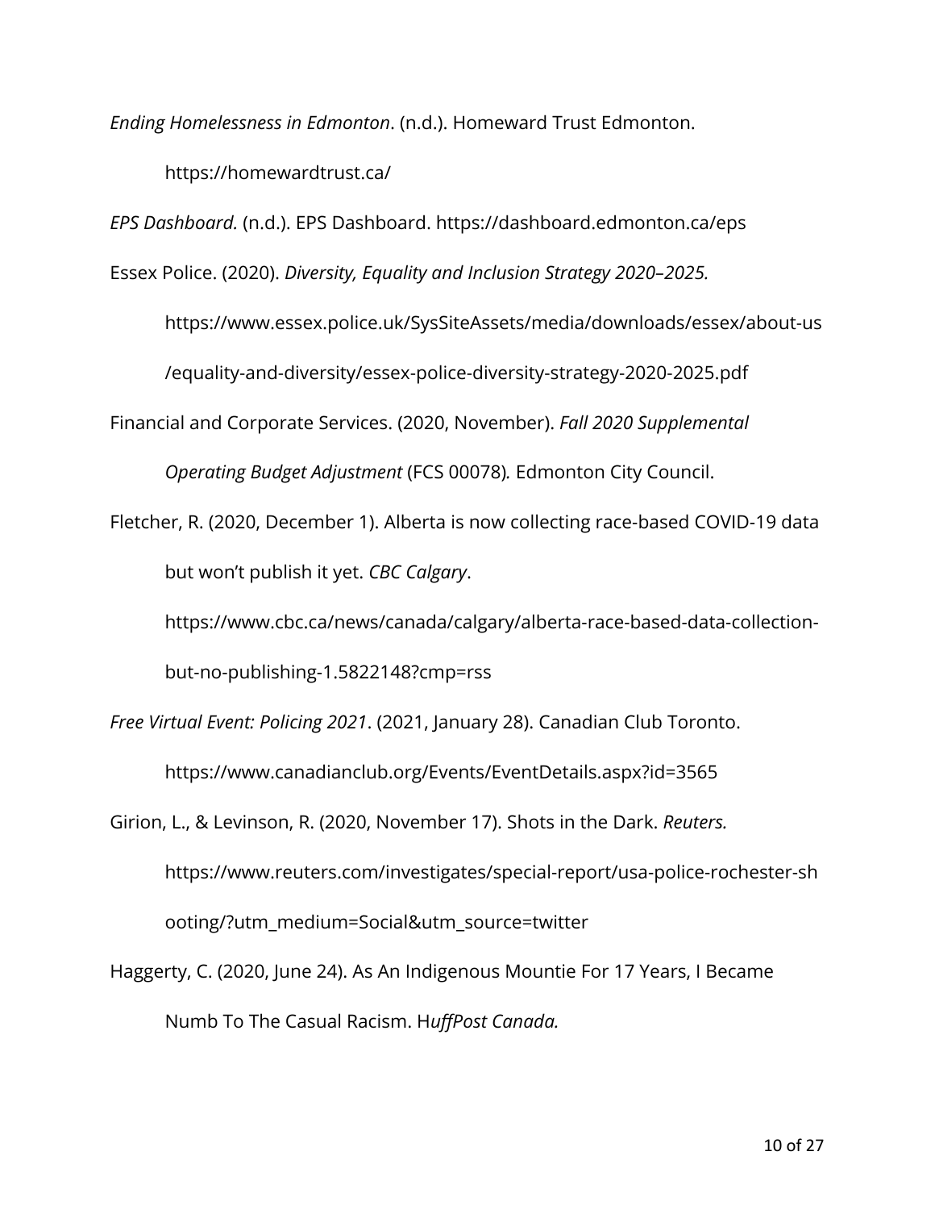*Ending Homelessness in Edmonton*. (n.d.). Homeward Trust Edmonton. https://homewardtrust.ca/

*EPS Dashboard.* (n.d.). EPS Dashboard. https://dashboard.edmonton.ca/eps

Essex Police. (2020). *Diversity, Equality and Inclusion Strategy 2020–2025.* https://www.essex.police.uk/SysSiteAssets/media/downloads/essex/about-us/equality-and-diversity/essex-police-diversity-strategy-2020-2025.pdf

Financial and Corporate Services. (2020, November). *Fall 2020 Supplemental Operating Budget Adjustment* (FCS 00078)*.* Edmonton City Council.

Fletcher, R. (2020, December 1). Alberta is now collecting race-based COVID-19 data but won't publish it yet. *CBC Calgary*. https://www.cbc.ca/news/canada/calgary/alberta-race-based-data-collection-but-no-publishing-1.5822148?cmp=rss

*Free Virtual Event: Policing 2021*. (2021, January 28). Canadian Club Toronto. https://www.canadianclub.org/Events/EventDetails.aspx?id=3565

Girion, L., & Levinson, R. (2020, November 17). Shots in the Dark. *Reuters.* https://www.reuters.com/investigates/special-report/usa-police-rochester-shooting/?utm_medium=Social&utm_source=twitter

Haggerty, C. (2020, June 24). As An Indigenous Mountie For 17 Years, I Became Numb To The Casual Racism. H*uffPost Canada.*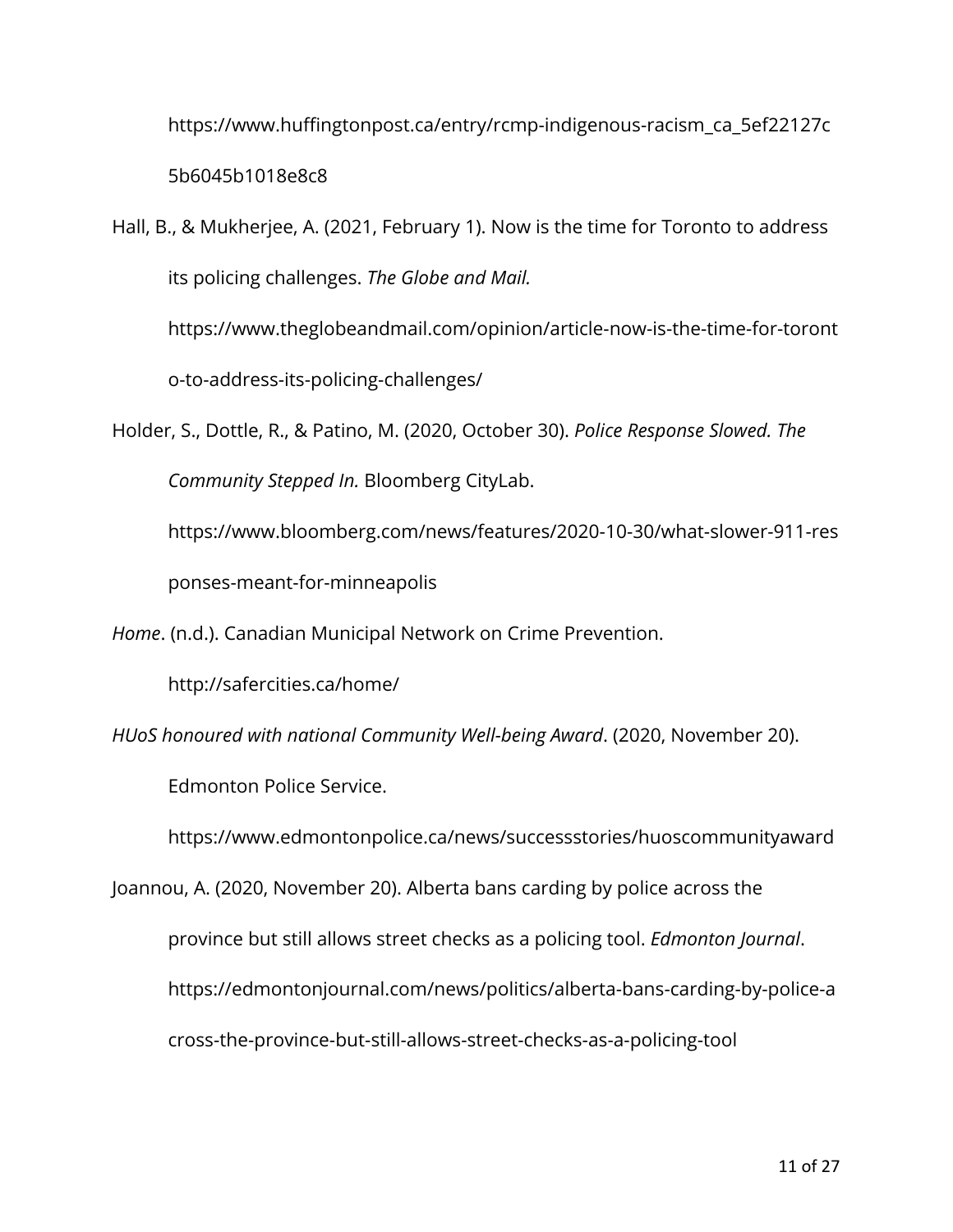https://www.huffingtonpost.ca/entry/rcmp-indigenous-racism_ca_5ef22127c5b6045b1018e8c8

Hall, B., & Mukherjee, A. (2021, February 1). Now is the time for Toronto to address its policing challenges. *The Globe and Mail.* https://www.theglobeandmail.com/opinion/article-now-is-the-time-for-toronto-to-address-its-policing-challenges/

Holder, S., Dottle, R., & Patino, M. (2020, October 30). *Police Response Slowed. The Community Stepped In.* Bloomberg CityLab. https://www.bloomberg.com/news/features/2020-10-30/what-slower-911-responses-meant-for-minneapolis

*Home*. (n.d.). Canadian Municipal Network on Crime Prevention. http://safercities.ca/home/

*HUoS honoured with national Community Well-being Award*. (2020, November 20). Edmonton Police Service. https://www.edmontonpolice.ca/news/successstories/huoscommunityaward

Joannou, A. (2020, November 20). Alberta bans carding by police across the province but still allows street checks as a policing tool. *Edmonton Journal*. https://edmontonjournal.com/news/politics/alberta-bans-carding-by-police-across-the-province-but-still-allows-street-checks-as-a-policing-tool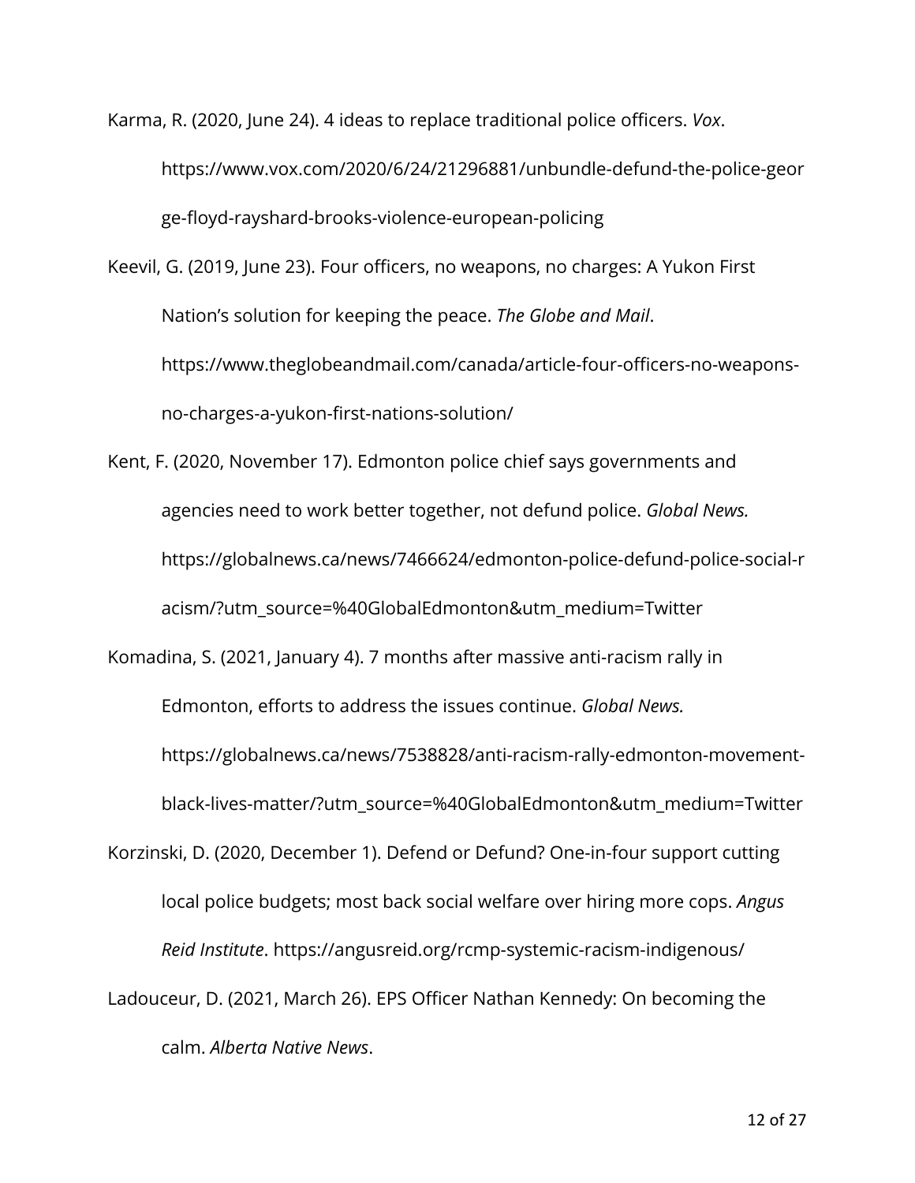Karma, R. (2020, June 24). 4 ideas to replace traditional police officers. *Vox*. https://www.vox.com/2020/6/24/21296881/unbundle-defund-the-police-george-floyd-rayshard-brooks-violence-european-policing

Keevil, G. (2019, June 23). Four officers, no weapons, no charges: A Yukon First Nation's solution for keeping the peace. *The Globe and Mail*. https://www.theglobeandmail.com/canada/article-four-officers-no-weapons-no-charges-a-yukon-first-nations-solution/

Kent, F. (2020, November 17). Edmonton police chief says governments and agencies need to work better together, not defund police. *Global News.* https://globalnews.ca/news/7466624/edmonton-police-defund-police-social-racism/?utm_source=%40GlobalEdmonton&utm_medium=Twitter

Komadina, S. (2021, January 4). 7 months after massive anti-racism rally in Edmonton, efforts to address the issues continue. *Global News.* https://globalnews.ca/news/7538828/anti-racism-rally-edmonton-movement-black-lives-matter/?utm_source=%40GlobalEdmonton&utm_medium=Twitter

Korzinski, D. (2020, December 1). Defend or Defund? One-in-four support cutting local police budgets; most back social welfare over hiring more cops. *Angus Reid Institute*. https://angusreid.org/rcmp-systemic-racism-indigenous/

Ladouceur, D. (2021, March 26). EPS Officer Nathan Kennedy: On becoming the calm. *Alberta Native News*.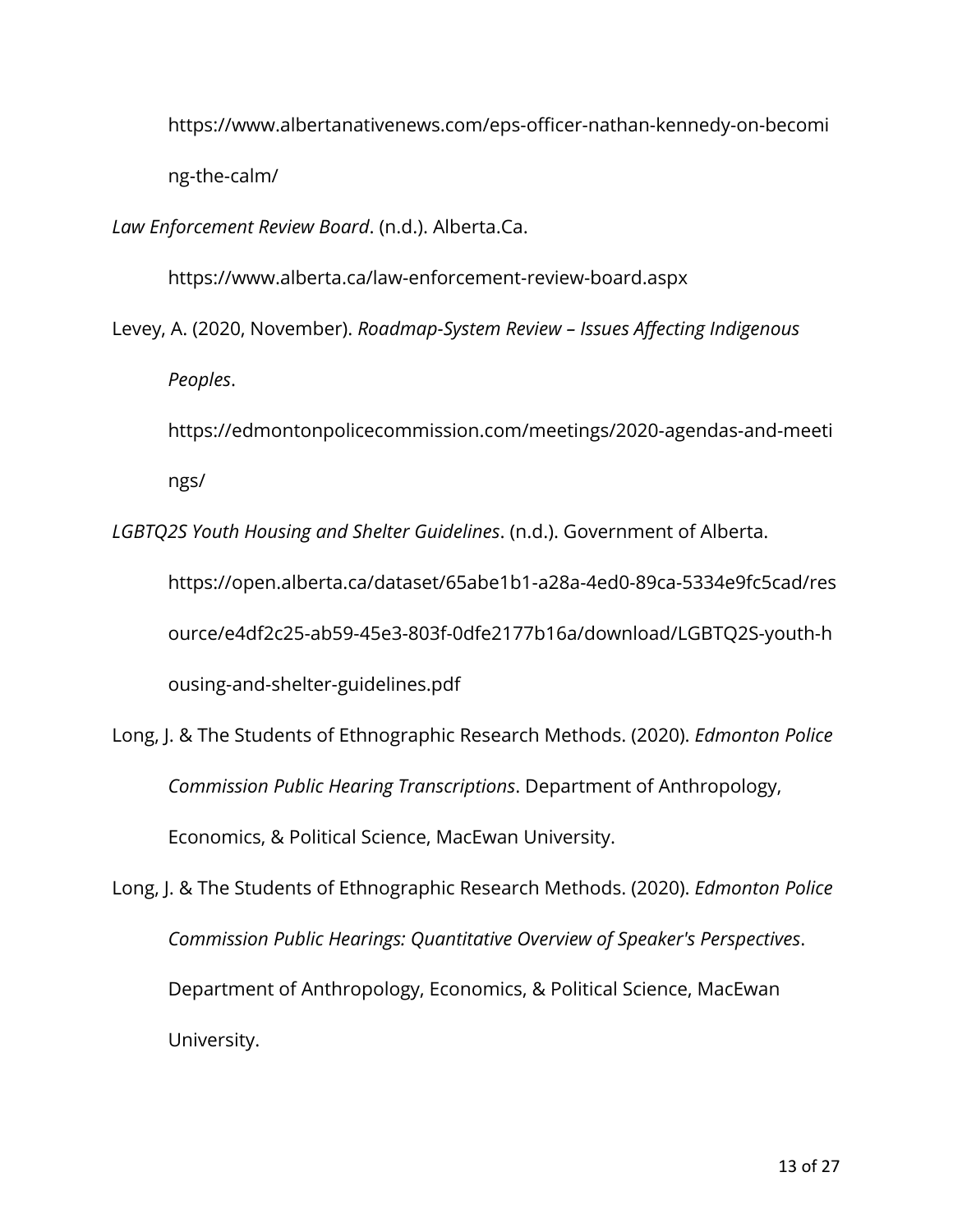https://www.albertanativenews.com/eps-officer-nathan-kennedy-on-becoming-the-calm/

*Law Enforcement Review Board*. (n.d.). Alberta.Ca. https://www.alberta.ca/law-enforcement-review-board.aspx

Levey, A. (2020, November). *Roadmap-System Review – Issues Affecting Indigenous Peoples*. https://edmontonpolicecommission.com/meetings/2020-agendas-and-meetings/

*LGBTQ2S Youth Housing and Shelter Guidelines*. (n.d.). Government of Alberta. https://open.alberta.ca/dataset/65abe1b1-a28a-4ed0-89ca-5334e9fc5cad/resource/e4df2c25-ab59-45e3-803f-0dfe2177b16a/download/LGBTQ2S-youth-housing-and-shelter-guidelines.pdf

Long, J. & The Students of Ethnographic Research Methods. (2020). *Edmonton Police Commission Public Hearing Transcriptions*. Department of Anthropology, Economics, & Political Science, MacEwan University.

Long, J. & The Students of Ethnographic Research Methods. (2020). *Edmonton Police Commission Public Hearings: Quantitative Overview of Speaker's Perspectives*. Department of Anthropology, Economics, & Political Science, MacEwan University.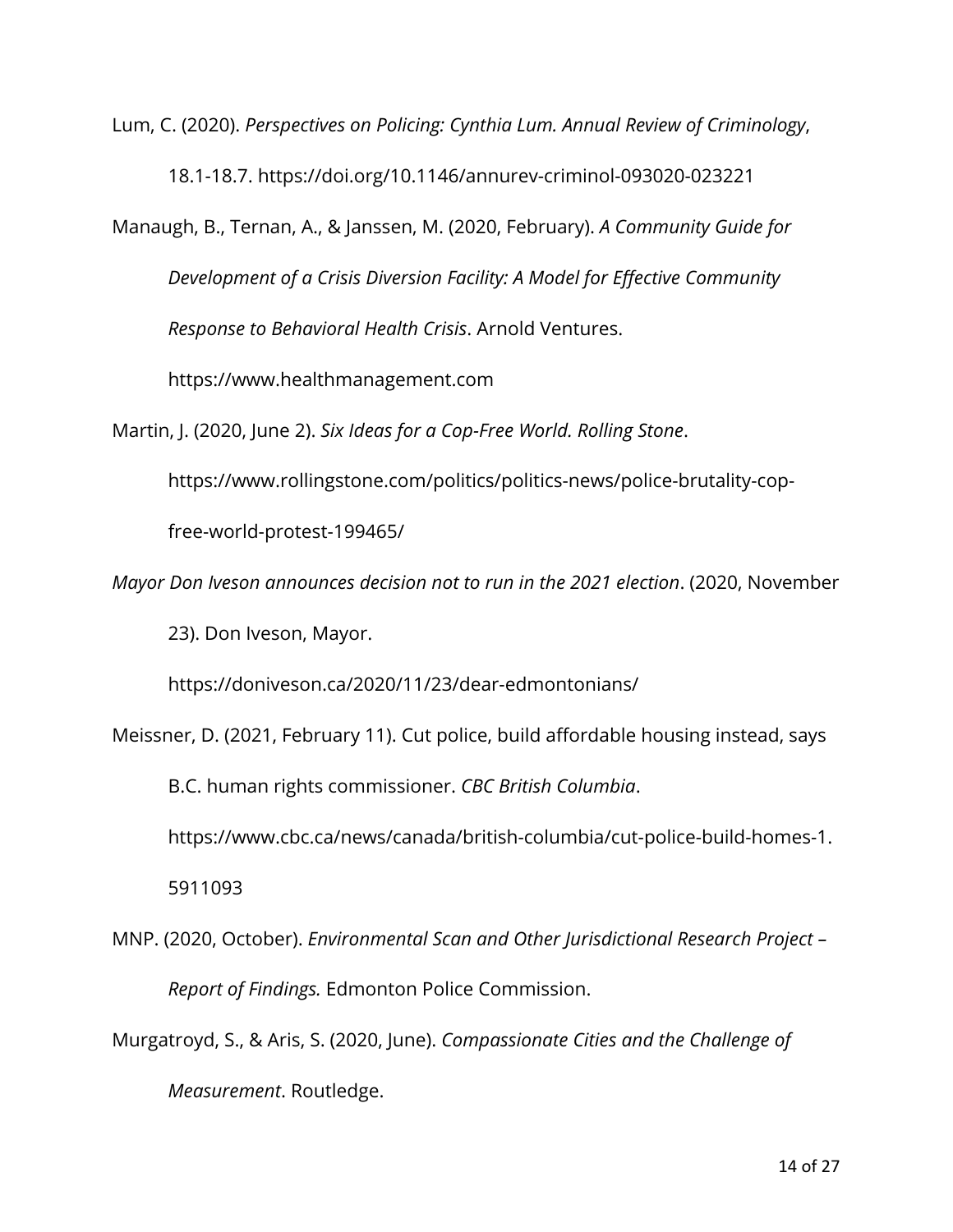Lum, C. (2020). *Perspectives on Policing: Cynthia Lum. Annual Review of Criminology*, 18.1-18.7. https://doi.org/10.1146/annurev-criminol-093020-023221

Manaugh, B., Ternan, A., & Janssen, M. (2020, February). *A Community Guide for Development of a Crisis Diversion Facility: A Model for Effective Community Response to Behavioral Health Crisis*. Arnold Ventures. https://www.healthmanagement.com

Martin, J. (2020, June 2). *Six Ideas for a Cop-Free World. Rolling Stone*. https://www.rollingstone.com/politics/politics-news/police-brutality-cop-free-world-protest-199465/

*Mayor Don Iveson announces decision not to run in the 2021 election*. (2020, November 23). Don Iveson, Mayor. https://doniveson.ca/2020/11/23/dear-edmontonians/

Meissner, D. (2021, February 11). Cut police, build affordable housing instead, says B.C. human rights commissioner. *CBC British Columbia*. https://www.cbc.ca/news/canada/british-columbia/cut-police-build-homes-1.5911093

MNP. (2020, October). *Environmental Scan and Other Jurisdictional Research Project – Report of Findings.* Edmonton Police Commission.

Murgatroyd, S., & Aris, S. (2020, June). *Compassionate Cities and the Challenge of Measurement*. Routledge.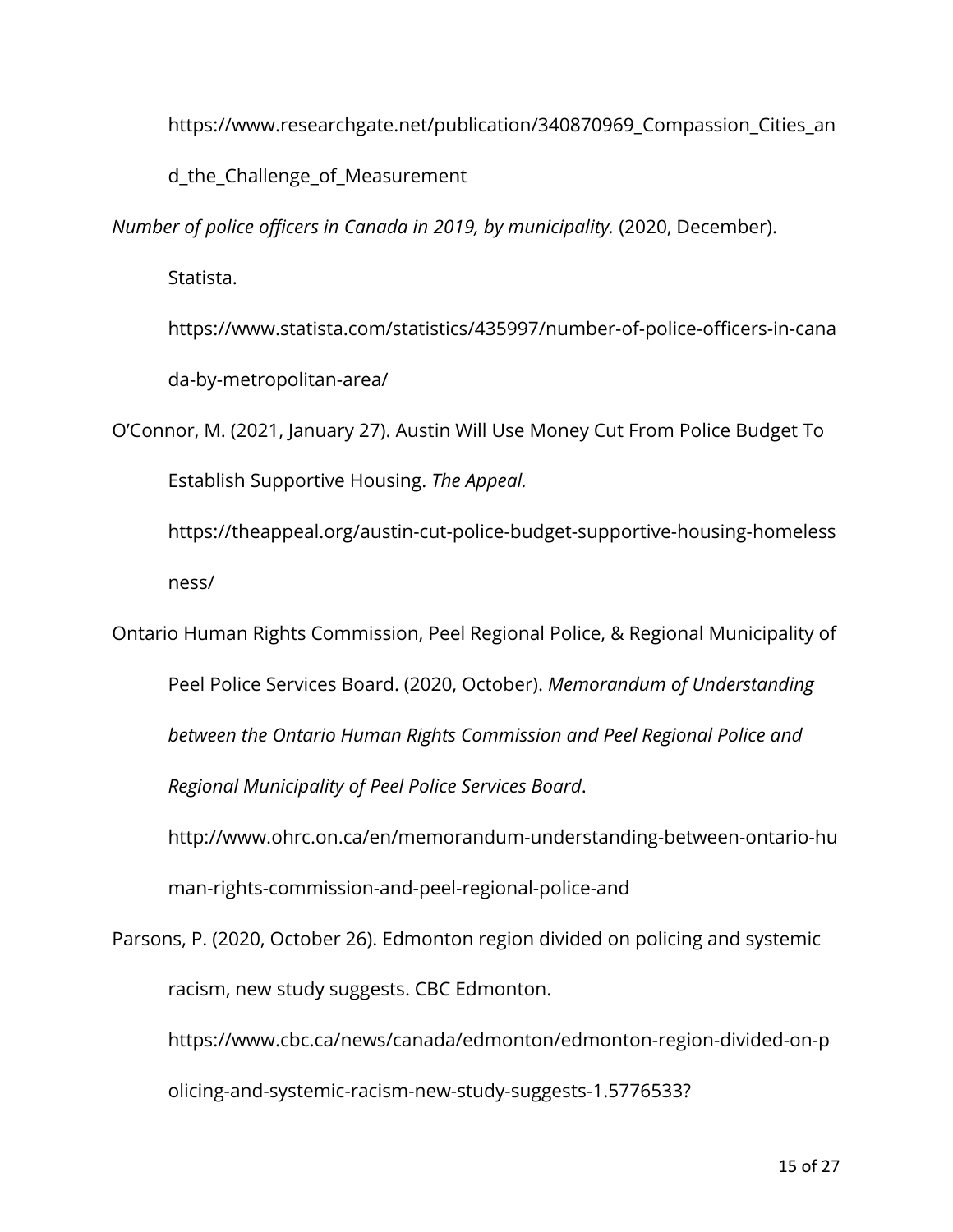https://www.researchgate.net/publication/340870969_Compassion_Cities_and_the_Challenge_of_Measurement

*Number of police officers in Canada in 2019, by municipality.* (2020, December). Statista. https://www.statista.com/statistics/435997/number-of-police-officers-in-canada-by-metropolitan-area/

O'Connor, M. (2021, January 27). Austin Will Use Money Cut From Police Budget To Establish Supportive Housing. *The Appeal.* https://theappeal.org/austin-cut-police-budget-supportive-housing-homelessness/

Ontario Human Rights Commission, Peel Regional Police, & Regional Municipality of Peel Police Services Board. (2020, October). *Memorandum of Understanding between the Ontario Human Rights Commission and Peel Regional Police and Regional Municipality of Peel Police Services Board*. http://www.ohrc.on.ca/en/memorandum-understanding-between-ontario-human-rights-commission-and-peel-regional-police-and

Parsons, P. (2020, October 26). Edmonton region divided on policing and systemic racism, new study suggests. CBC Edmonton. https://www.cbc.ca/news/canada/edmonton/edmonton-region-divided-on-policing-and-systemic-racism-new-study-suggests-1.5776533?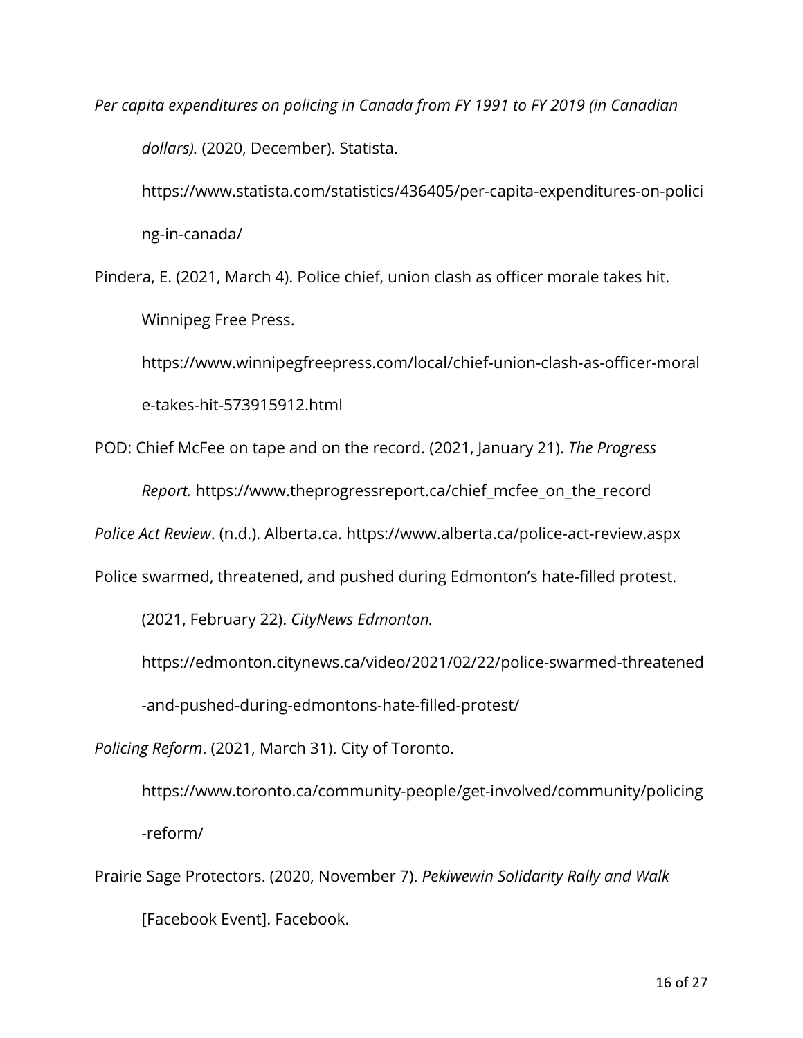*Per capita expenditures on policing in Canada from FY 1991 to FY 2019 (in Canadian dollars).* (2020, December). Statista. https://www.statista.com/statistics/436405/per-capita-expenditures-on-policing-in-canada/

Pindera, E. (2021, March 4). Police chief, union clash as officer morale takes hit. Winnipeg Free Press. https://www.winnipegfreepress.com/local/chief-union-clash-as-officer-morale-takes-hit-573915912.html

POD: Chief McFee on tape and on the record. (2021, January 21). *The Progress Report.* https://www.theprogressreport.ca/chief_mcfee_on_the_record

*Police Act Review*. (n.d.). Alberta.ca. https://www.alberta.ca/police-act-review.aspx

Police swarmed, threatened, and pushed during Edmonton's hate-filled protest. (2021, February 22). *CityNews Edmonton.* https://edmonton.citynews.ca/video/2021/02/22/police-swarmed-threatened-and-pushed-during-edmontons-hate-filled-protest/

*Policing Reform*. (2021, March 31). City of Toronto. https://www.toronto.ca/community-people/get-involved/community/policing-reform/

Prairie Sage Protectors. (2020, November 7). *Pekiwewin Solidarity Rally and Walk* [Facebook Event]. Facebook.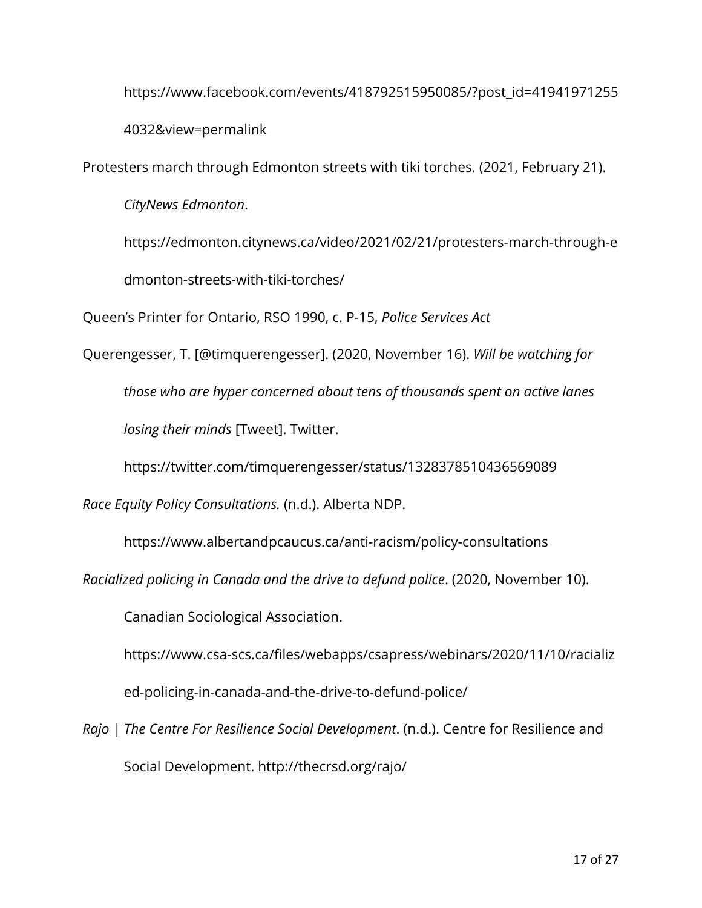https://www.facebook.com/events/418792515950085/?post_id=419419712554032&view=permalink

Protesters march through Edmonton streets with tiki torches. (2021, February 21). *CityNews Edmonton*. https://edmonton.citynews.ca/video/2021/02/21/protesters-march-through-edmonton-streets-with-tiki-torches/

Queen's Printer for Ontario, RSO 1990, c. P-15, *Police Services Act*

Querengesser, T. [@timquerengesser]. (2020, November 16). *Will be watching for those who are hyper concerned about tens of thousands spent on active lanes losing their minds* [Tweet]. Twitter. https://twitter.com/timquerengesser/status/1328378510436569089

*Race Equity Policy Consultations.* (n.d.). Alberta NDP. https://www.albertandpcaucus.ca/anti-racism/policy-consultations

*Racialized policing in Canada and the drive to defund police*. (2020, November 10). Canadian Sociological Association. https://www.csa-scs.ca/files/webapps/csapress/webinars/2020/11/10/racialized-policing-in-canada-and-the-drive-to-defund-police/

*Rajo | The Centre For Resilience Social Development*. (n.d.). Centre for Resilience and Social Development. http://thecrsd.org/rajo/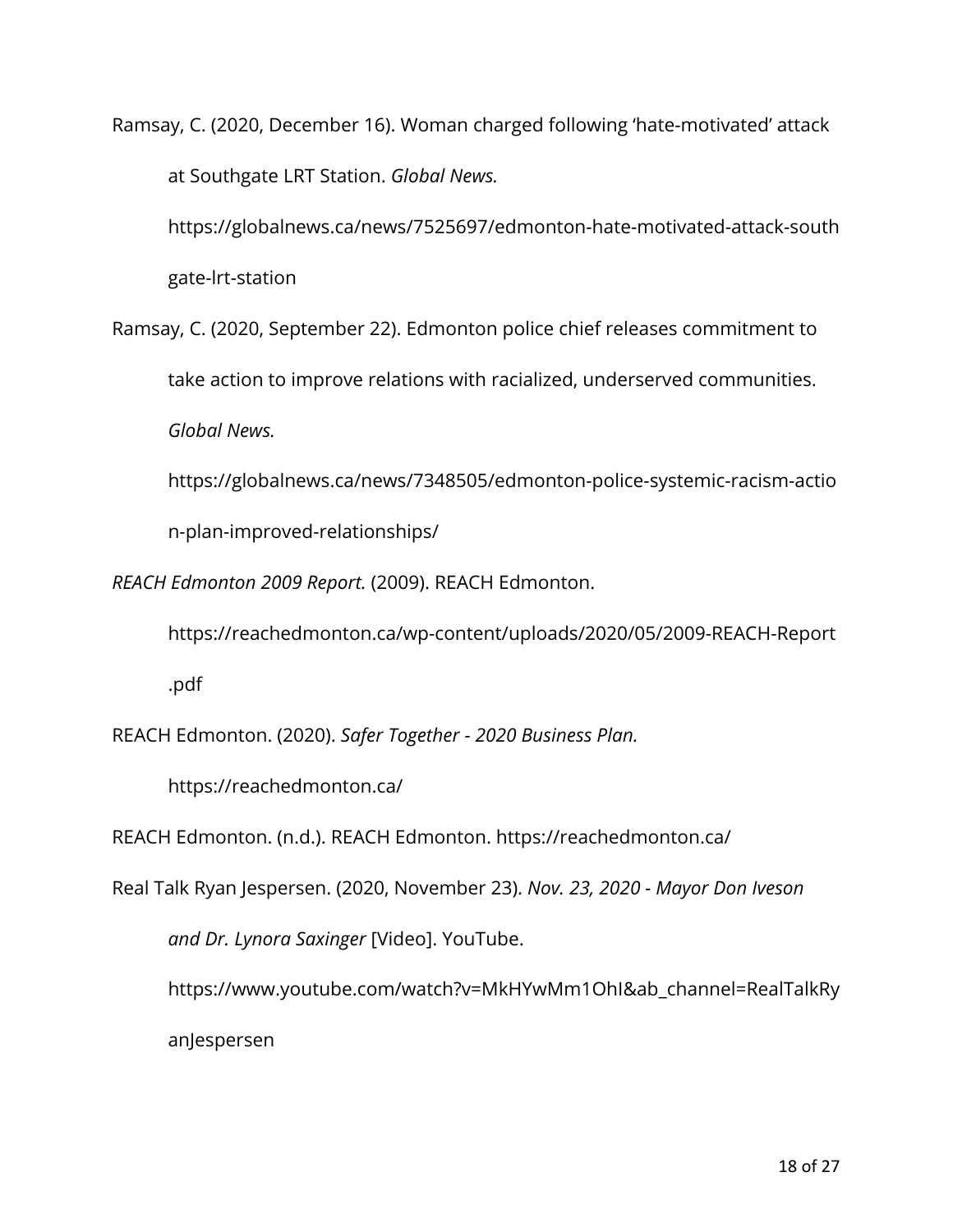Ramsay, C. (2020, December 16). Woman charged following 'hate-motivated' attack at Southgate LRT Station. *Global News.* https://globalnews.ca/news/7525697/edmonton-hate-motivated-attack-southgate-lrt-station

Ramsay, C. (2020, September 22). Edmonton police chief releases commitment to take action to improve relations with racialized, underserved communities. *Global News.* https://globalnews.ca/news/7348505/edmonton-police-systemic-racism-action-plan-improved-relationships/

*REACH Edmonton 2009 Report.* (2009). REACH Edmonton. https://reachedmonton.ca/wp-content/uploads/2020/05/2009-REACH-Report.pdf

REACH Edmonton. (2020). *Safer Together - 2020 Business Plan.* https://reachedmonton.ca/

REACH Edmonton. (n.d.). REACH Edmonton. https://reachedmonton.ca/

Real Talk Ryan Jespersen. (2020, November 23). *Nov. 23, 2020 - Mayor Don Iveson and Dr. Lynora Saxinger* [Video]. YouTube. https://www.youtube.com/watch?v=MkHYwMm1OhI&ab_channel=RealTalkRyanJespersen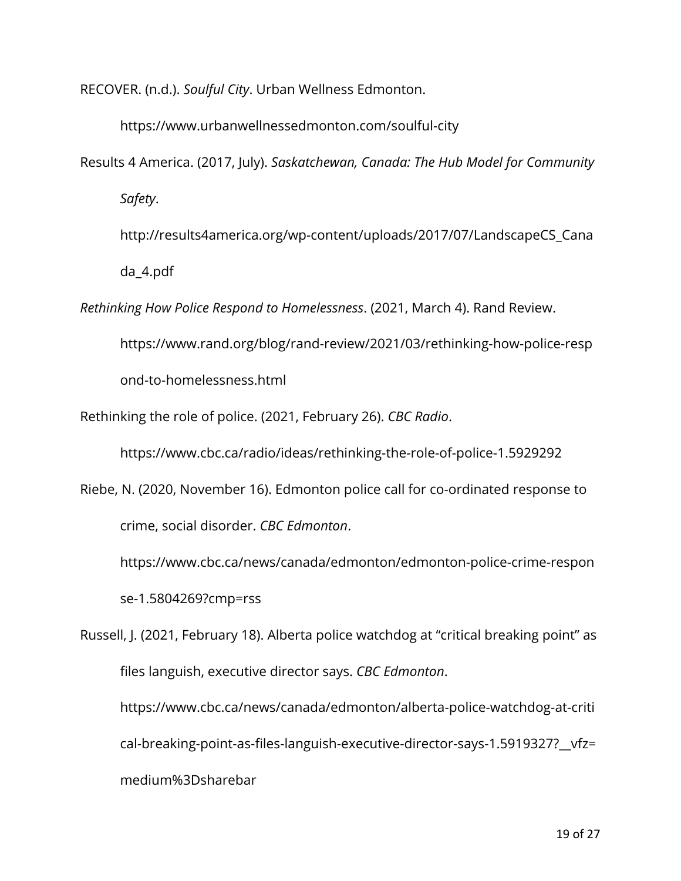RECOVER. (n.d.). *Soulful City*. Urban Wellness Edmonton. https://www.urbanwellnessedmonton.com/soulful-city

Results 4 America. (2017, July). *Saskatchewan, Canada: The Hub Model for Community Safety*. http://results4america.org/wp-content/uploads/2017/07/LandscapeCS_Canada_4.pdf

*Rethinking How Police Respond to Homelessness*. (2021, March 4). Rand Review. https://www.rand.org/blog/rand-review/2021/03/rethinking-how-police-respond-to-homelessness.html

Rethinking the role of police. (2021, February 26). *CBC Radio*. https://www.cbc.ca/radio/ideas/rethinking-the-role-of-police-1.5929292

Riebe, N. (2020, November 16). Edmonton police call for co-ordinated response to crime, social disorder. *CBC Edmonton*. https://www.cbc.ca/news/canada/edmonton/edmonton-police-crime-response-1.5804269?cmp=rss

Russell, J. (2021, February 18). Alberta police watchdog at "critical breaking point" as files languish, executive director says. *CBC Edmonton*. https://www.cbc.ca/news/canada/edmonton/alberta-police-watchdog-at-critical-breaking-point-as-files-languish-executive-director-says-1.5919327?__vfz=medium%3Dsharebar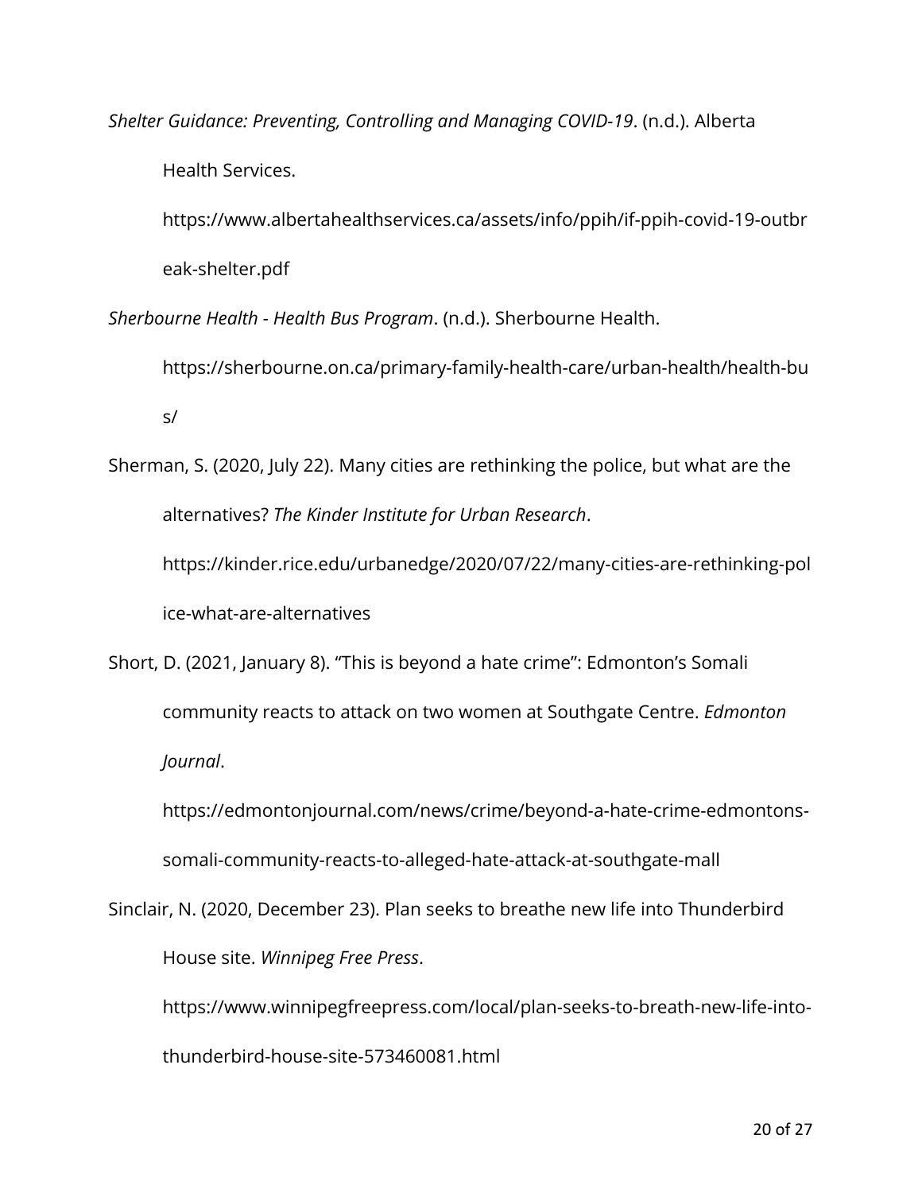*Shelter Guidance: Preventing, Controlling and Managing COVID-19*. (n.d.). Alberta Health Services. https://www.albertahealthservices.ca/assets/info/ppih/if-ppih-covid-19-outbreak-shelter.pdf

*Sherbourne Health - Health Bus Program*. (n.d.). Sherbourne Health. https://sherbourne.on.ca/primary-family-health-care/urban-health/health-bus/

Sherman, S. (2020, July 22). Many cities are rethinking the police, but what are the alternatives? *The Kinder Institute for Urban Research*. https://kinder.rice.edu/urbanedge/2020/07/22/many-cities-are-rethinking-police-what-are-alternatives

Short, D. (2021, January 8). "This is beyond a hate crime": Edmonton's Somali community reacts to attack on two women at Southgate Centre. *Edmonton Journal*. https://edmontonjournal.com/news/crime/beyond-a-hate-crime-edmontons-somali-community-reacts-to-alleged-hate-attack-at-southgate-mall

Sinclair, N. (2020, December 23). Plan seeks to breathe new life into Thunderbird House site. *Winnipeg Free Press*. https://www.winnipegfreepress.com/local/plan-seeks-to-breath-new-life-into-thunderbird-house-site-573460081.html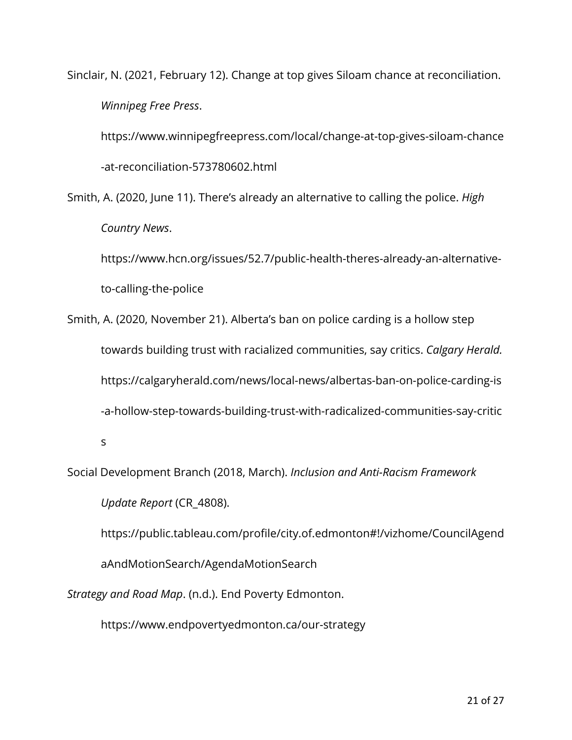Sinclair, N. (2021, February 12). Change at top gives Siloam chance at reconciliation. *Winnipeg Free Press*. https://www.winnipegfreepress.com/local/change-at-top-gives-siloam-chance-at-reconciliation-573780602.html

Smith, A. (2020, June 11). There's already an alternative to calling the police. *High Country News*. https://www.hcn.org/issues/52.7/public-health-theres-already-an-alternative-to-calling-the-police

Smith, A. (2020, November 21). Alberta's ban on police carding is a hollow step towards building trust with racialized communities, say critics. *Calgary Herald.* https://calgaryherald.com/news/local-news/albertas-ban-on-police-carding-is-a-hollow-step-towards-building-trust-with-radicalized-communities-say-critics

Social Development Branch (2018, March). *Inclusion and Anti-Racism Framework Update Report* (CR_4808). https://public.tableau.com/profile/city.of.edmonton#!/vizhome/CouncilAgendaAndMotionSearch/AgendaMotionSearch

*Strategy and Road Map*. (n.d.). End Poverty Edmonton. https://www.endpovertyedmonton.ca/our-strategy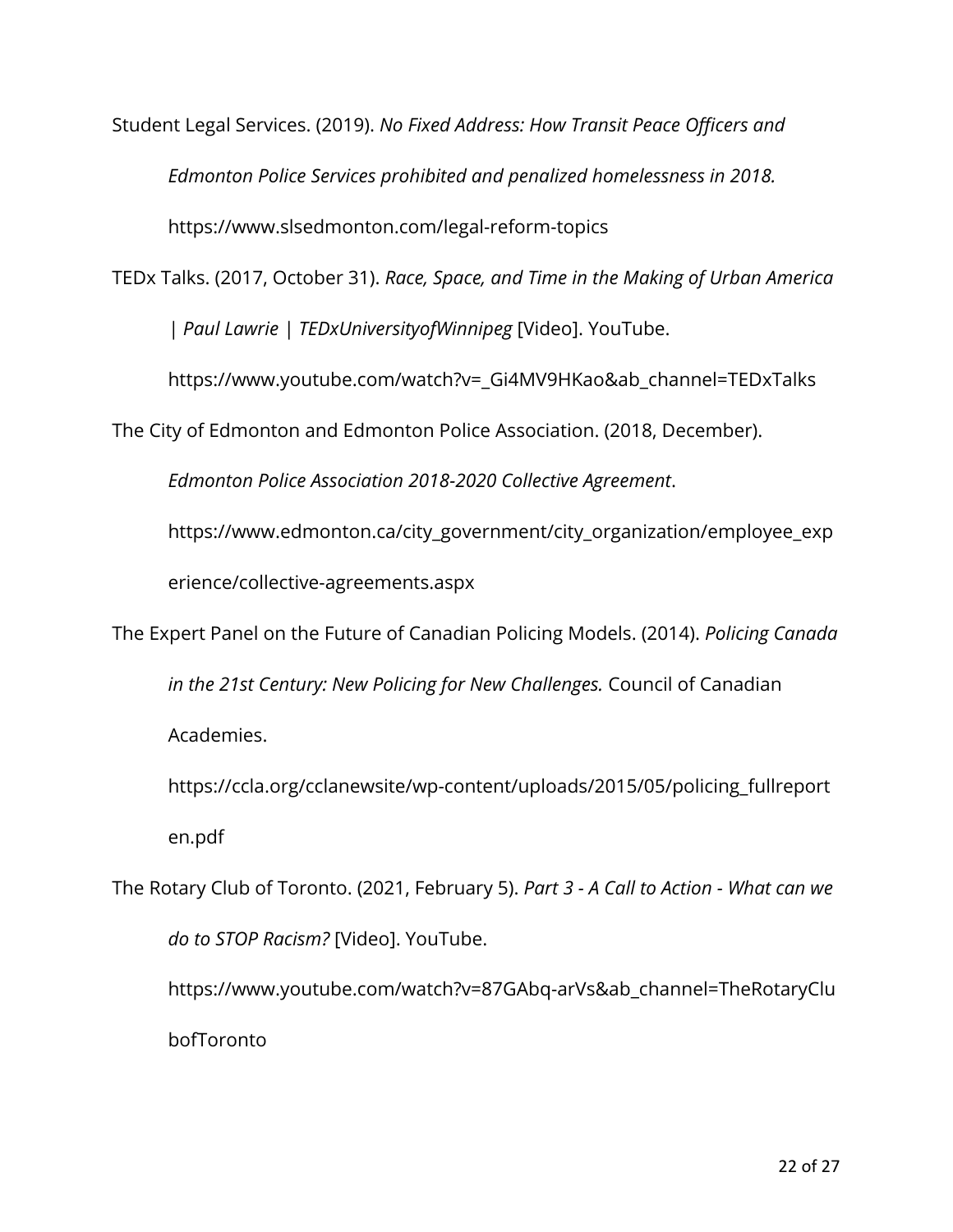Student Legal Services. (2019). *No Fixed Address: How Transit Peace Officers and Edmonton Police Services prohibited and penalized homelessness in 2018.* https://www.slsedmonton.com/legal-reform-topics

TEDx Talks. (2017, October 31). *Race, Space, and Time in the Making of Urban America | Paul Lawrie | TEDxUniversityofWinnipeg* [Video]. YouTube. https://www.youtube.com/watch?v=_Gi4MV9HKao&ab_channel=TEDxTalks

The City of Edmonton and Edmonton Police Association. (2018, December). *Edmonton Police Association 2018-2020 Collective Agreement*. https://www.edmonton.ca/city_government/city_organization/employee_experience/collective-agreements.aspx

The Expert Panel on the Future of Canadian Policing Models. (2014). *Policing Canada in the 21st Century: New Policing for New Challenges.* Council of Canadian Academies. https://ccla.org/cclanewsite/wp-content/uploads/2015/05/policing_fullreporten.pdf

The Rotary Club of Toronto. (2021, February 5). *Part 3 - A Call to Action - What can we do to STOP Racism?* [Video]. YouTube. https://www.youtube.com/watch?v=87GAbq-arVs&ab_channel=TheRotaryClubofToronto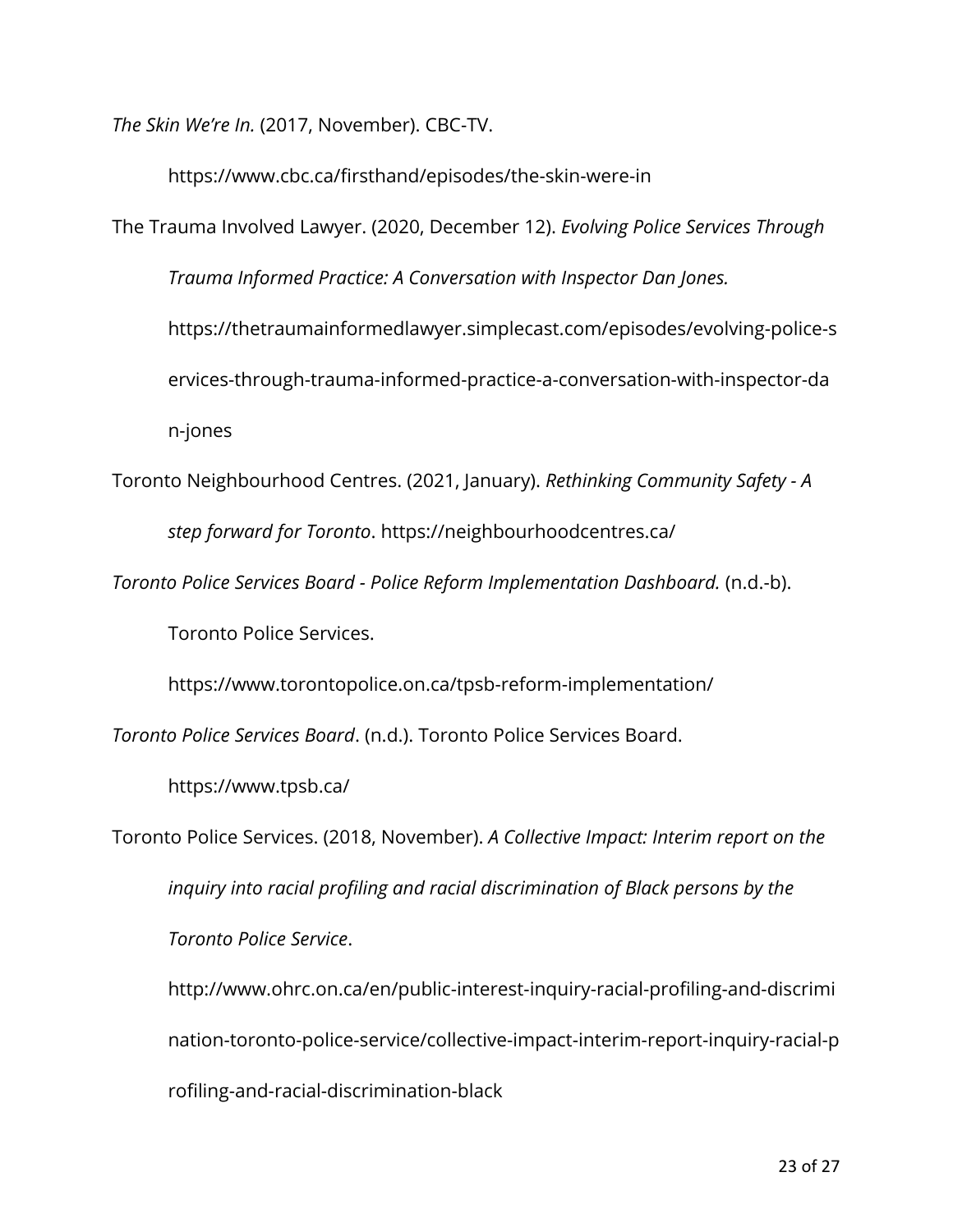*The Skin We're In.* (2017, November). CBC-TV. https://www.cbc.ca/firsthand/episodes/the-skin-were-in

The Trauma Involved Lawyer. (2020, December 12). *Evolving Police Services Through Trauma Informed Practice: A Conversation with Inspector Dan Jones.* https://thetraumainformedlawyer.simplecast.com/episodes/evolving-police-services-through-trauma-informed-practice-a-conversation-with-inspector-dan-jones

Toronto Neighbourhood Centres. (2021, January). *Rethinking Community Safety - A step forward for Toronto*. https://neighbourhoodcentres.ca/

*Toronto Police Services Board - Police Reform Implementation Dashboard.* (n.d.-b). Toronto Police Services. https://www.torontopolice.on.ca/tpsb-reform-implementation/

*Toronto Police Services Board*. (n.d.). Toronto Police Services Board. https://www.tpsb.ca/

Toronto Police Services. (2018, November). *A Collective Impact: Interim report on the inquiry into racial profiling and racial discrimination of Black persons by the Toronto Police Service*. http://www.ohrc.on.ca/en/public-interest-inquiry-racial-profiling-and-discrimination-toronto-police-service/collective-impact-interim-report-inquiry-racial-profiling-and-racial-discrimination-black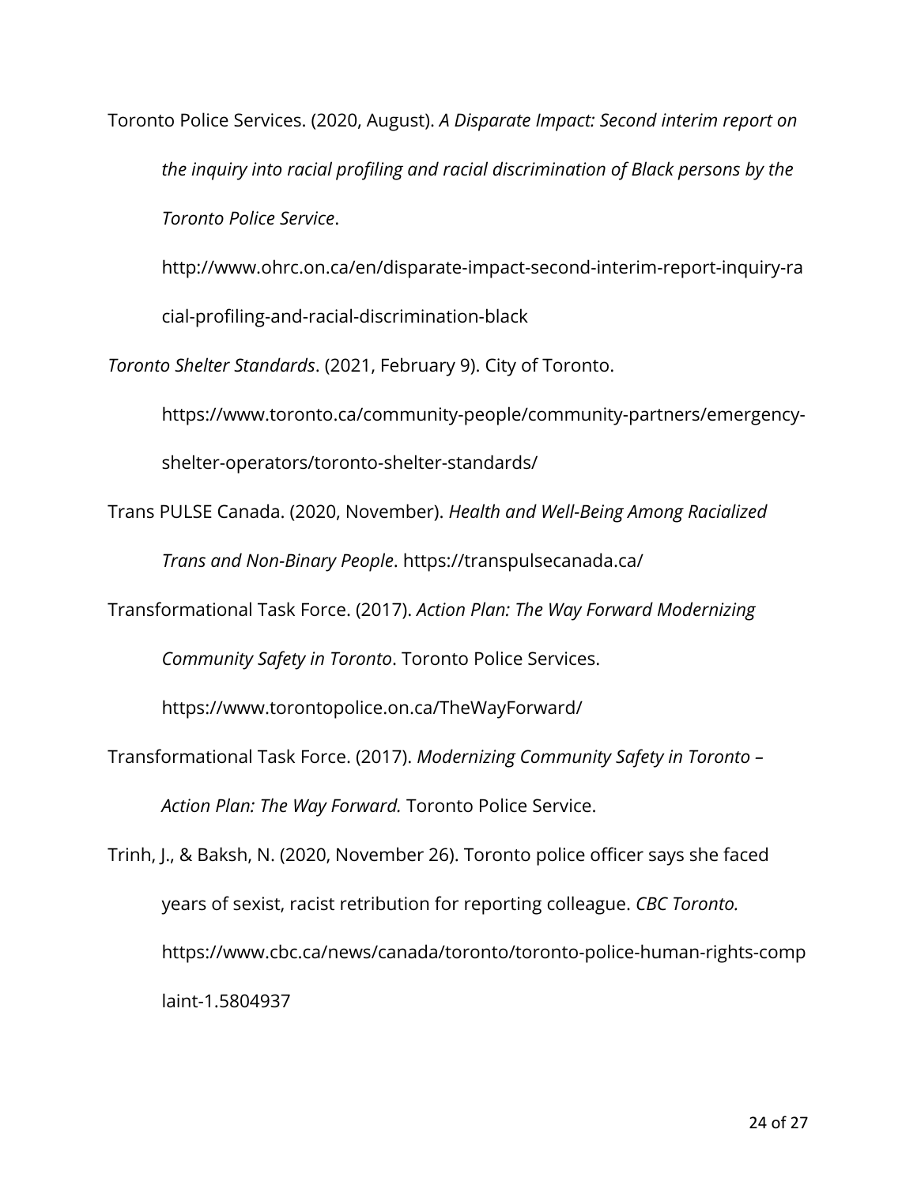Toronto Police Services. (2020, August). *A Disparate Impact: Second interim report on the inquiry into racial profiling and racial discrimination of Black persons by the Toronto Police Service*. http://www.ohrc.on.ca/en/disparate-impact-second-interim-report-inquiry-racial-profiling-and-racial-discrimination-black

*Toronto Shelter Standards*. (2021, February 9). City of Toronto. https://www.toronto.ca/community-people/community-partners/emergency-shelter-operators/toronto-shelter-standards/

Trans PULSE Canada. (2020, November). *Health and Well-Being Among Racialized Trans and Non-Binary People*. https://transpulsecanada.ca/

Transformational Task Force. (2017). *Action Plan: The Way Forward Modernizing Community Safety in Toronto*. Toronto Police Services. https://www.torontopolice.on.ca/TheWayForward/

Transformational Task Force. (2017). *Modernizing Community Safety in Toronto – Action Plan: The Way Forward.* Toronto Police Service.

Trinh, J., & Baksh, N. (2020, November 26). Toronto police officer says she faced years of sexist, racist retribution for reporting colleague. *CBC Toronto.* https://www.cbc.ca/news/canada/toronto/toronto-police-human-rights-complaint-1.5804937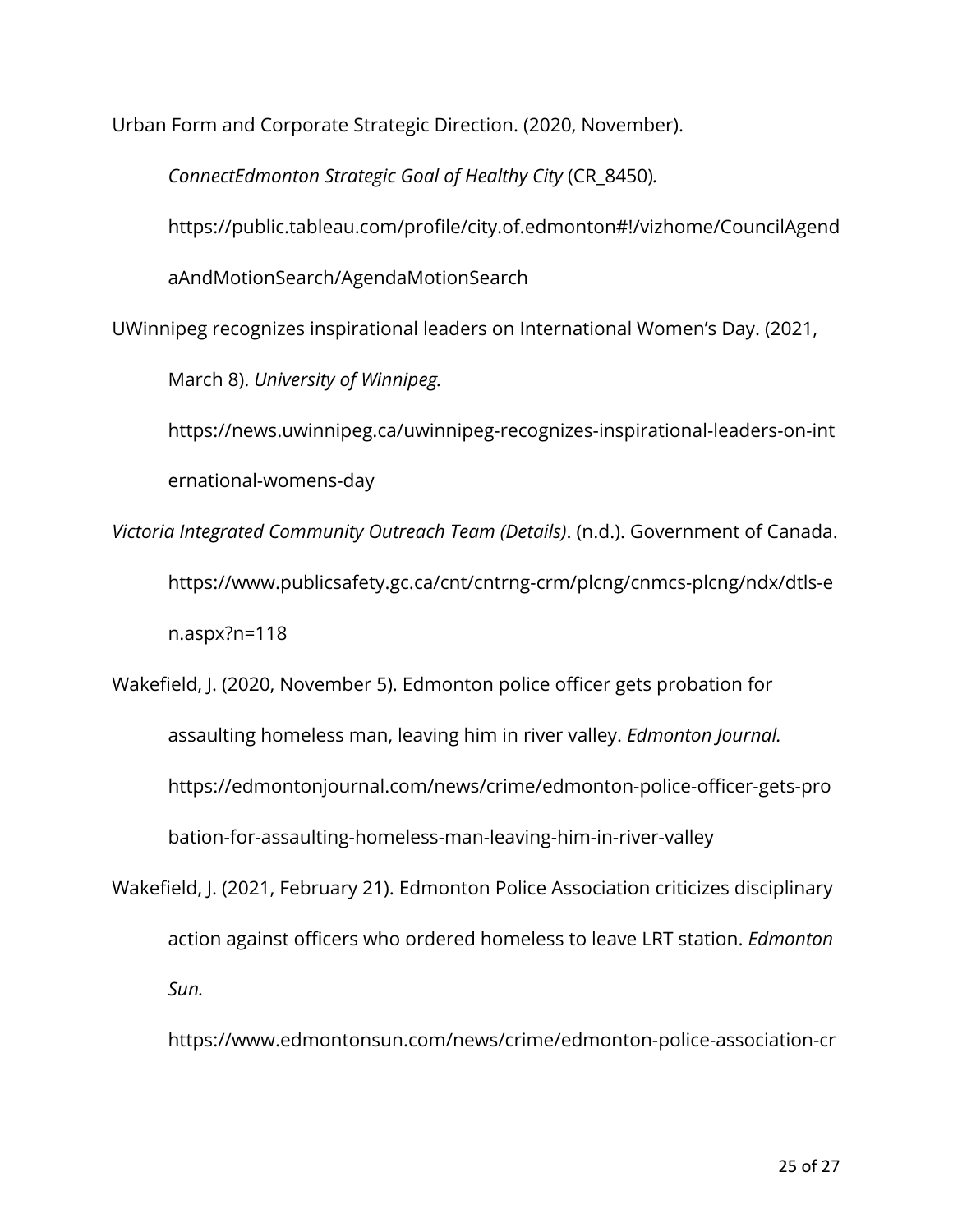Urban Form and Corporate Strategic Direction. (2020, November). *ConnectEdmonton Strategic Goal of Healthy City* (CR_8450)*.* https://public.tableau.com/profile/city.of.edmonton#!/vizhome/CouncilAgendaAndMotionSearch/AgendaMotionSearch

UWinnipeg recognizes inspirational leaders on International Women's Day. (2021, March 8). *University of Winnipeg.* https://news.uwinnipeg.ca/uwinnipeg-recognizes-inspirational-leaders-on-international-womens-day

*Victoria Integrated Community Outreach Team (Details)*. (n.d.). Government of Canada. https://www.publicsafety.gc.ca/cnt/cntrng-crm/plcng/cnmcs-plcng/ndx/dtls-en.aspx?n=118

Wakefield, J. (2020, November 5). Edmonton police officer gets probation for assaulting homeless man, leaving him in river valley. *Edmonton Journal.* https://edmontonjournal.com/news/crime/edmonton-police-officer-gets-probation-for-assaulting-homeless-man-leaving-him-in-river-valley

Wakefield, J. (2021, February 21). Edmonton Police Association criticizes disciplinary action against officers who ordered homeless to leave LRT station. *Edmonton Sun.* https://www.edmontonsun.com/news/crime/edmonton-police-association-cr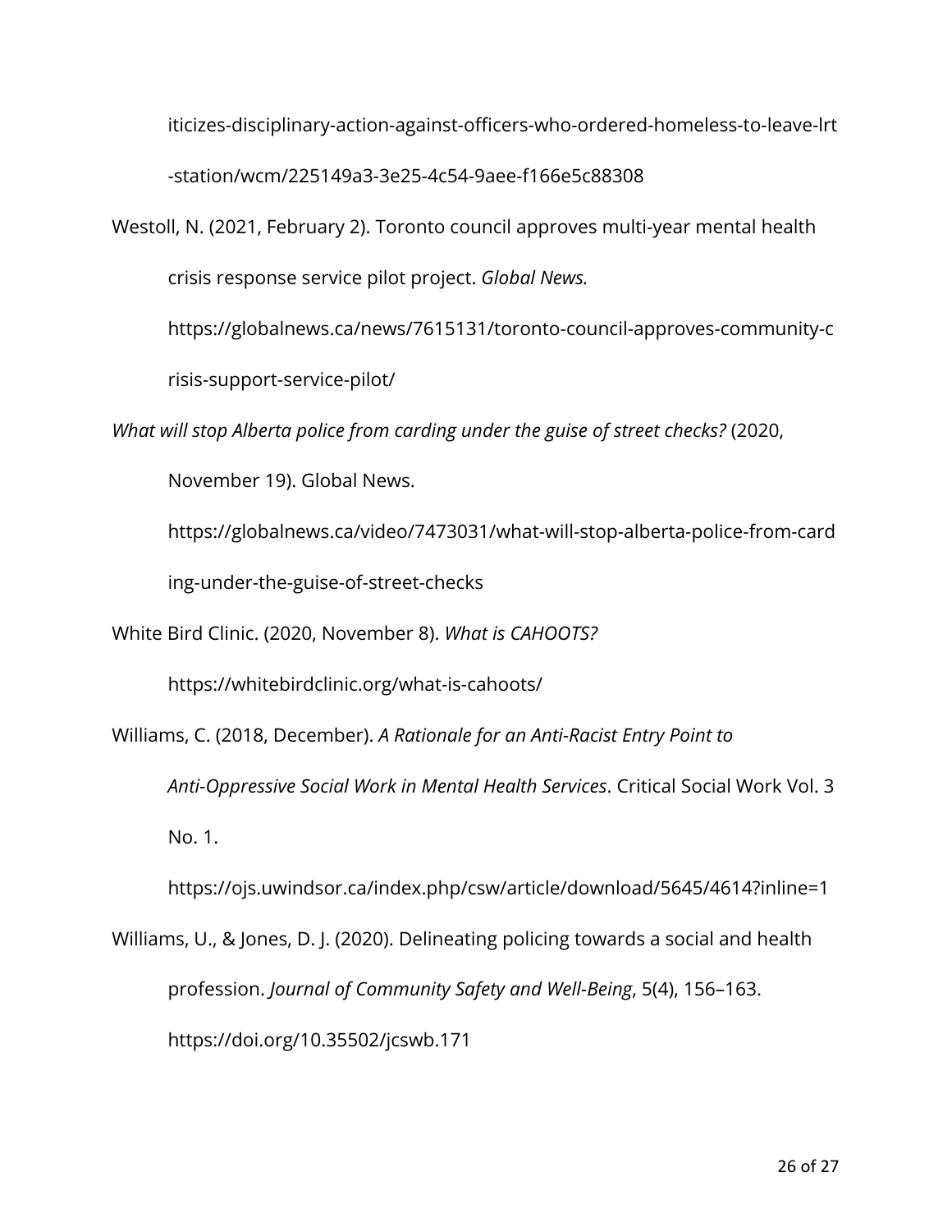iticizes-disciplinary-action-against-officers-who-ordered-homeless-to-leave-lrt-station/wcm/225149a3-3e25-4c54-9aee-f166e5c88308

Westoll, N. (2021, February 2). Toronto council approves multi-year mental health crisis response service pilot project. *Global News.* https://globalnews.ca/news/7615131/toronto-council-approves-community-crisis-support-service-pilot/

*What will stop Alberta police from carding under the guise of street checks?* (2020, November 19). Global News. https://globalnews.ca/video/7473031/what-will-stop-alberta-police-from-carding-under-the-guise-of-street-checks

White Bird Clinic. (2020, November 8). *What is CAHOOTS?* https://whitebirdclinic.org/what-is-cahoots/

Williams, C. (2018, December). *A Rationale for an Anti-Racist Entry Point to Anti-Oppressive Social Work in Mental Health Services*. Critical Social Work Vol. 3 No. 1. https://ojs.uwindsor.ca/index.php/csw/article/download/5645/4614?inline=1

Williams, U., & Jones, D. J. (2020). Delineating policing towards a social and health profession. *Journal of Community Safety and Well-Being*, 5(4), 156–163. https://doi.org/10.35502/jcswb.171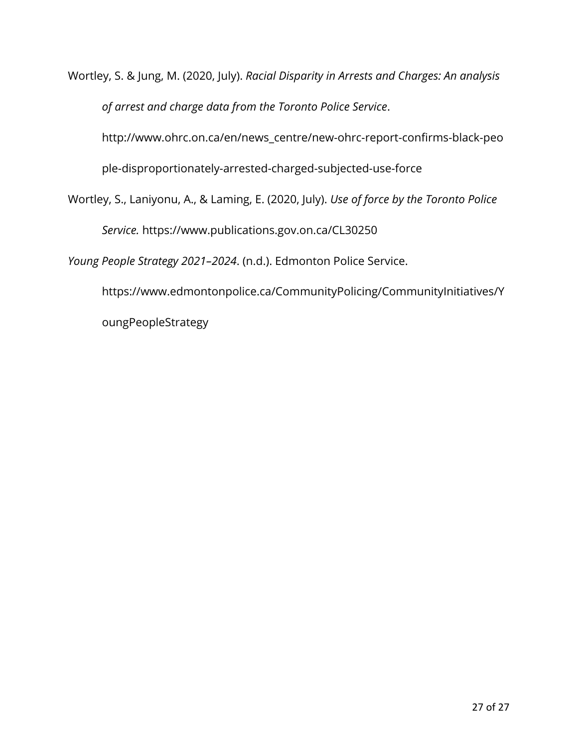Wortley, S. & Jung, M. (2020, July). *Racial Disparity in Arrests and Charges: An analysis of arrest and charge data from the Toronto Police Service*. http://www.ohrc.on.ca/en/news_centre/new-ohrc-report-confirms-black-people-disproportionately-arrested-charged-subjected-use-force

Wortley, S., Laniyonu, A., & Laming, E. (2020, July). *Use of force by the Toronto Police Service.* https://www.publications.gov.on.ca/CL30250

*Young People Strategy 2021–2024*. (n.d.). Edmonton Police Service. https://www.edmontonpolice.ca/CommunityPolicing/CommunityInitiatives/YoungPeopleStrategy